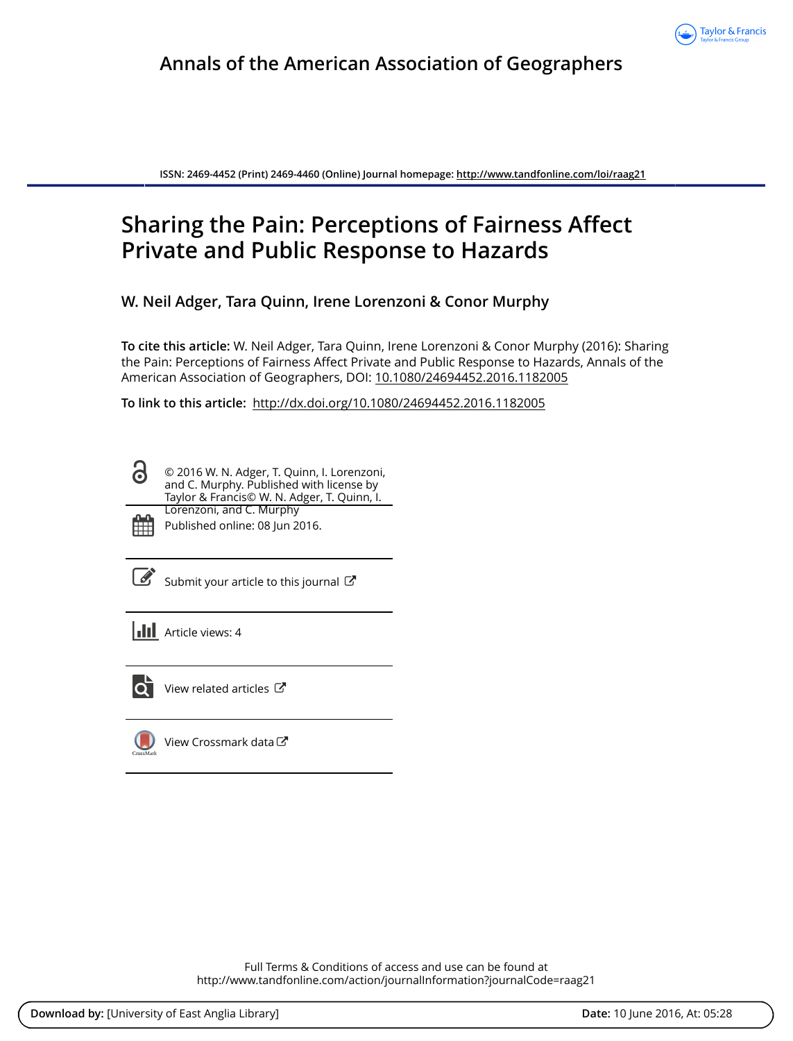Annals of the American Association of Geographers

ISSN: 2469-4452 (Print) 2469-4460 (Online) Journal homepage: http://www.tandfonline.com/loi/raag21

# Sharing the Pain: Perceptions of Fairness Affect Private and Public Response to Hazards

**W. Neil Adger, Tara Quinn, Irene Lorenzoni & Conor Murphy**

**To cite this article:** W. Neil Adger, Tara Quinn, Irene Lorenzoni & Conor Murphy (2016): Sharing the Pain: Perceptions of Fairness Affect Private and Public Response to Hazards, Annals of the American Association of Geographers, DOI: 10.1080/24694452.2016.1182005

**To link to this article:** http://dx.doi.org/10.1080/24694452.2016.1182005

© 2016 W. N. Adger, T. Quinn, I. Lorenzoni, and C. Murphy. Published with license by Taylor & Francis© W. N. Adger, T. Quinn, I. Lorenzoni, and C. Murphy

Published online: 08 Jun 2016.

Submit your article to this journal

Article views: 4

View related articles

View Crossmark data

Full Terms & Conditions of access and use can be found at http://www.tandfonline.com/action/journalInformation?journalCode=raag21

**Download by:** [University of East Anglia Library] **Date:** 10 June 2016, At: 05:28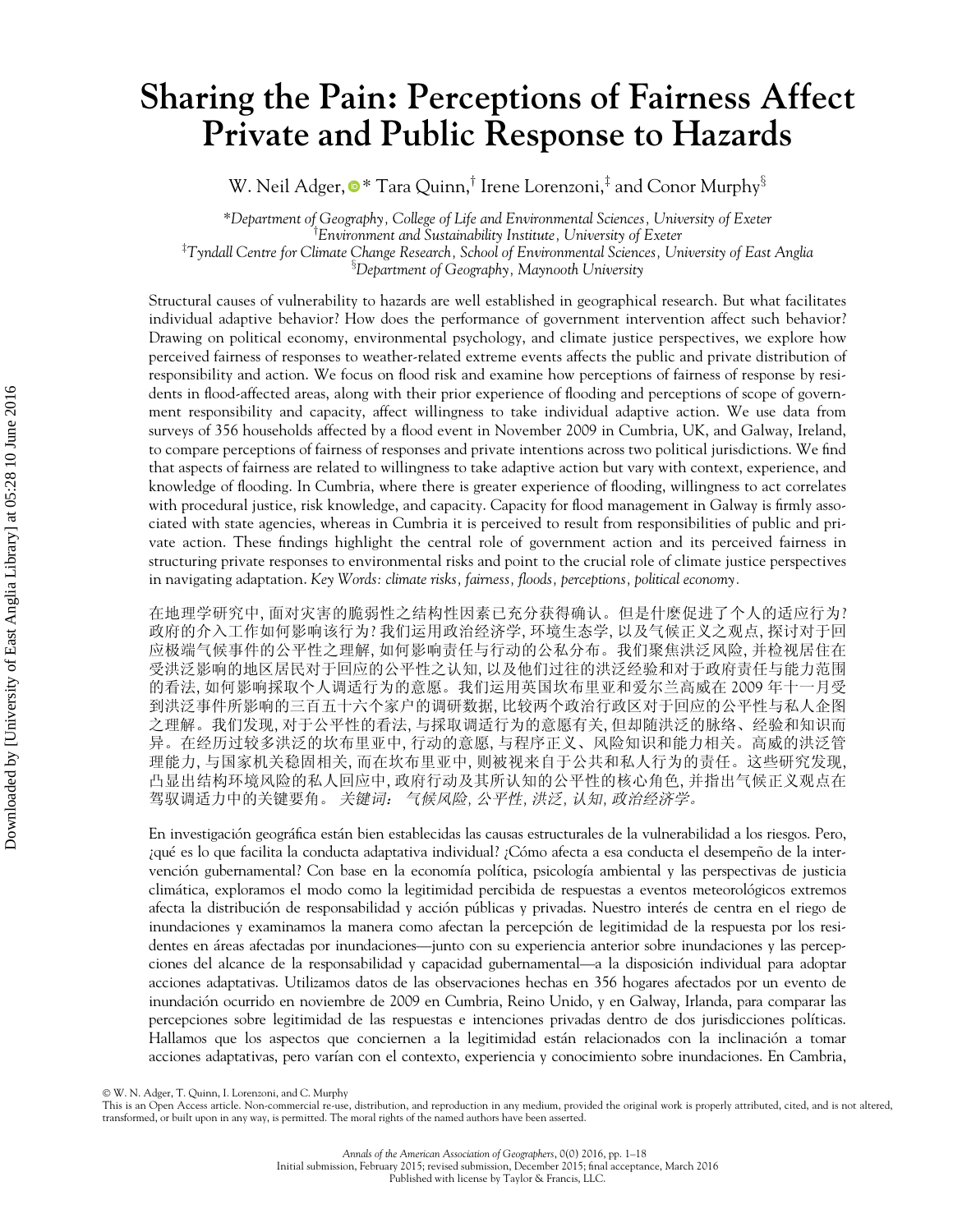# Sharing the Pain: Perceptions of Fairness Affect Private and Public Response to Hazards

W. Neil Adger,* Tara Quinn,[†] Irene Lorenzoni,[‡] and Conor Murphy[§]

*Department of Geography, College of Life and Environmental Sciences, University of Exeter
[†]Environment and Sustainability Institute, University of Exeter
[‡]Tyndall Centre for Climate Change Research, School of Environmental Sciences, University of East Anglia
[§]Department of Geography, Maynooth University

Structural causes of vulnerability to hazards are well established in geographical research. But what facilitates individual adaptive behavior? How does the performance of government intervention affect such behavior? Drawing on political economy, environmental psychology, and climate justice perspectives, we explore how perceived fairness of responses to weather-related extreme events affects the public and private distribution of responsibility and action. We focus on flood risk and examine how perceptions of fairness of response by residents in flood-affected areas, along with their prior experience of flooding and perceptions of scope of government responsibility and capacity, affect willingness to take individual adaptive action. We use data from surveys of 356 households affected by a flood event in November 2009 in Cumbria, UK, and Galway, Ireland, to compare perceptions of fairness of responses and private intentions across two political jurisdictions. We find that aspects of fairness are related to willingness to take adaptive action but vary with context, experience, and knowledge of flooding. In Cumbria, where there is greater experience of flooding, willingness to act correlates with procedural justice, risk knowledge, and capacity. Capacity for flood management in Galway is firmly associated with state agencies, whereas in Cumbria it is perceived to result from responsibilities of public and private action. These findings highlight the central role of government action and its perceived fairness in structuring private responses to environmental risks and point to the crucial role of climate justice perspectives in navigating adaptation. *Key Words: climate risks, fairness, floods, perceptions, political economy.*

在地理学研究中, 面对灾害的脆弱性之结构性因素已充分获得确认。但是什麼促进了个人的适应行为? 政府的介入工作如何影响该行为? 我们运用政治经济学, 环境生态学, 以及气候正义之观点, 探讨对于回应极端气候事件的公平性之理解, 如何影响责任与行动的公私分布。我们聚焦洪泛风险, 并检视居住在受洪泛影响的地区居民对于回应的公平性之认知, 以及他们过往的洪泛经验和对于政府责任与能力范围的看法, 如何影响采取个人调适行为的意愿。我们运用英国坎布里亚和爱尔兰高威在 2009 年十一月受到洪泛事件所影响的三百五十六个家户的调研数据, 比较两个政治行政区对于回应的公平性与私人企图之理解。我们发现, 对于公平性的看法, 与采取调适行为的意愿有关, 但却随洪泛的脉络、经验和知识而异。在经历过较多洪泛的坎布里亚中, 行动的意愿, 与程序正义、风险知识和能力相关。高威的洪泛管理能力, 与国家机关稳固相关, 而在坎布里亚中, 则被视来自于公共和私人行为的责任。这些研究发现, 凸显出结构环境风险的私人回应中, 政府行动及其所认知的公平性的核心角色, 并指出气候正义观点在驾驭调适力中的关键要角。 *关键词: 气候风险, 公平性, 洪泛, 认知, 政治经济学。*

En investigación geográfica están bien establecidas las causas estructurales de la vulnerabilidad a los riesgos. Pero, ¿qué es lo que facilita la conducta adaptativa individual? ¿Cómo afecta a esa conducta el desempeño de la intervención gubernamental? Con base en la economía política, psicología ambiental y las perspectivas de justicia climática, exploramos el modo como la legitimidad percibida de respuestas a eventos meteorológicos extremos afecta la distribución de responsabilidad y acción públicas y privadas. Nuestro interés de centra en el riego de inundaciones y examinamos la manera como afectan la percepción de legitimidad de la respuesta por los residentes en áreas afectadas por inundaciones—junto con su experiencia anterior sobre inundaciones y las percepciones del alcance de la responsabilidad y capacidad gubernamental—a la disposición individual para adoptar acciones adaptativas. Utilizamos datos de las observaciones hechas en 356 hogares afectados por un evento de inundación ocurrido en noviembre de 2009 en Cumbria, Reino Unido, y en Galway, Irlanda, para comparar las percepciones sobre legitimidad de las respuestas e intenciones privadas dentro de dos jurisdicciones políticas. Hallamos que los aspectos que conciernen a la legitimidad están relacionados con la inclinación a tomar acciones adaptativas, pero varían con el contexto, experiencia y conocimiento sobre inundaciones. En Cambria,

© W. N. Adger, T. Quinn, I. Lorenzoni, and C. Murphy
This is an Open Access article. Non-commercial re-use, distribution, and reproduction in any medium, provided the original work is properly attributed, cited, and is not altered, transformed, or built upon in any way, is permitted. The moral rights of the named authors have been asserted.

Initial submission, February 2015; revised submission, December 2015; final acceptance, March 2016
Published with license by Taylor & Francis, LLC.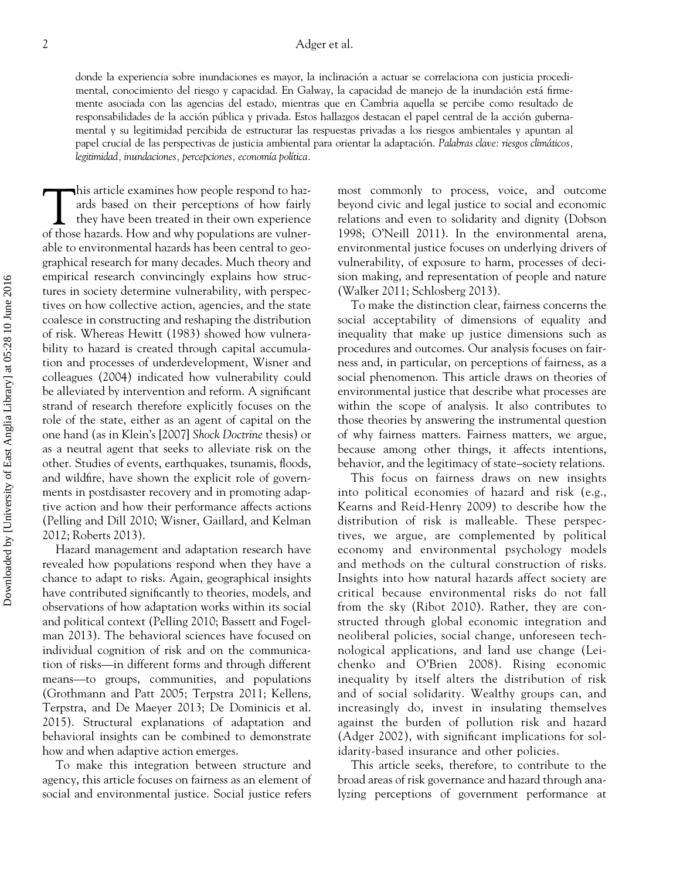donde la experiencia sobre inundaciones es mayor, la inclinación a actuar se correlaciona con justicia procedimental, conocimiento del riesgo y capacidad. En Galway, la capacidad de manejo de la inundación está firmemente asociada con las agencias del estado, mientras que en Cambria aquella se percibe como resultado de responsabilidades de la acción pública y privada. Estos hallazgos destacan el papel central de la acción gubernamental y su legitimidad percibida de estructurar las respuestas privadas a los riesgos ambientales y apuntan al papel crucial de las perspectivas de justicia ambiental para orientar la adaptación. *Palabras clave: riesgos climáticos, legitimidad, inundaciones, percepciones, economía política.*

This article examines how people respond to hazards based on their perceptions of how fairly they have been treated in their own experience of those hazards. How and why populations are vulnerable to environmental hazards has been central to geographical research for many decades. Much theory and empirical research convincingly explains how structures in society determine vulnerability, with perspectives on how collective action, agencies, and the state coalesce in constructing and reshaping the distribution of risk. Whereas Hewitt (1983) showed how vulnerability to hazard is created through capital accumulation and processes of underdevelopment, Wisner and colleagues (2004) indicated how vulnerability could be alleviated by intervention and reform. A significant strand of research therefore explicitly focuses on the role of the state, either as an agent of capital on the one hand (as in Klein's [2007] *Shock Doctrine* thesis) or as a neutral agent that seeks to alleviate risk on the other. Studies of events, earthquakes, tsunamis, floods, and wildfire, have shown the explicit role of governments in postdisaster recovery and in promoting adaptive action and how their performance affects actions (Pelling and Dill 2010; Wisner, Gaillard, and Kelman 2012; Roberts 2013).

Hazard management and adaptation research have revealed how populations respond when they have a chance to adapt to risks. Again, geographical insights have contributed significantly to theories, models, and observations of how adaptation works within its social and political context (Pelling 2010; Bassett and Fogelman 2013). The behavioral sciences have focused on individual cognition of risk and on the communication of risks—in different forms and through different means—to groups, communities, and populations (Grothmann and Patt 2005; Terpstra 2011; Kellens, Terpstra, and De Maeyer 2013; De Dominicis et al. 2015). Structural explanations of adaptation and behavioral insights can be combined to demonstrate how and when adaptive action emerges.

To make this integration between structure and agency, this article focuses on fairness as an element of social and environmental justice. Social justice refers most commonly to process, voice, and outcome beyond civic and legal justice to social and economic relations and even to solidarity and dignity (Dobson 1998; O'Neill 2011). In the environmental arena, environmental justice focuses on underlying drivers of vulnerability, of exposure to harm, processes of decision making, and representation of people and nature (Walker 2011; Schlosberg 2013).

To make the distinction clear, fairness concerns the social acceptability of dimensions of equality and inequality that make up justice dimensions such as procedures and outcomes. Our analysis focuses on fairness and, in particular, on perceptions of fairness, as a social phenomenon. This article draws on theories of environmental justice that describe what processes are within the scope of analysis. It also contributes to those theories by answering the instrumental question of why fairness matters. Fairness matters, we argue, because among other things, it affects intentions, behavior, and the legitimacy of state–society relations.

This focus on fairness draws on new insights into political economies of hazard and risk (e.g., Kearns and Reid-Henry 2009) to describe how the distribution of risk is malleable. These perspectives, we argue, are complemented by political economy and environmental psychology models and methods on the cultural construction of risks. Insights into how natural hazards affect society are critical because environmental risks do not fall from the sky (Ribot 2010). Rather, they are constructed through global economic integration and neoliberal policies, social change, unforeseen technological applications, and land use change (Leichenko and O'Brien 2008). Rising economic inequality by itself alters the distribution of risk and of social solidarity. Wealthy groups can, and increasingly do, invest in insulating themselves against the burden of pollution risk and hazard (Adger 2002), with significant implications for solidarity-based insurance and other policies.

This article seeks, therefore, to contribute to the broad areas of risk governance and hazard through analyzing perceptions of government performance at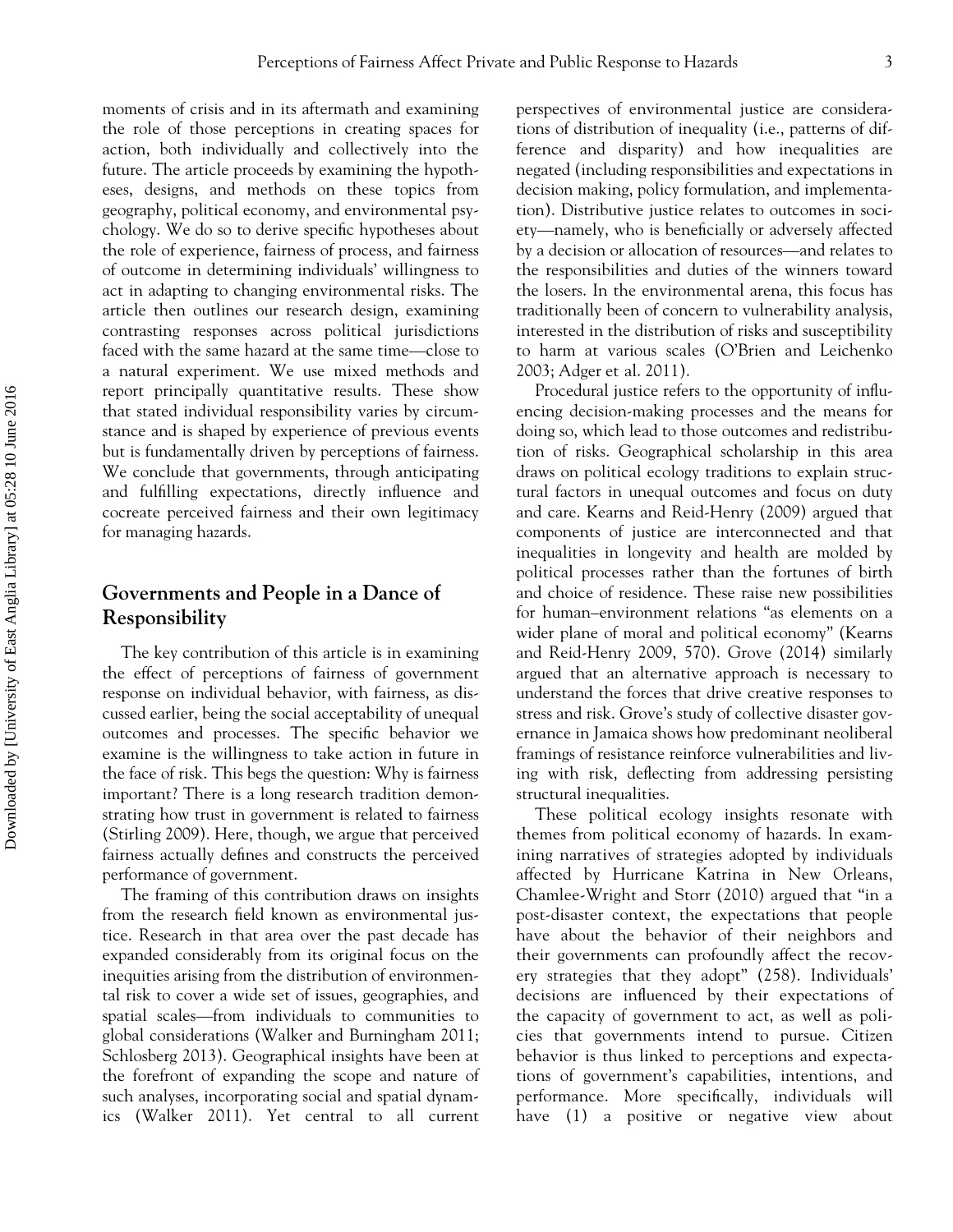moments of crisis and in its aftermath and examining the role of those perceptions in creating spaces for action, both individually and collectively into the future. The article proceeds by examining the hypotheses, designs, and methods on these topics from geography, political economy, and environmental psychology. We do so to derive specific hypotheses about the role of experience, fairness of process, and fairness of outcome in determining individuals' willingness to act in adapting to changing environmental risks. The article then outlines our research design, examining contrasting responses across political jurisdictions faced with the same hazard at the same time—close to a natural experiment. We use mixed methods and report principally quantitative results. These show that stated individual responsibility varies by circumstance and is shaped by experience of previous events but is fundamentally driven by perceptions of fairness. We conclude that governments, through anticipating and fulfilling expectations, directly influence and cocreate perceived fairness and their own legitimacy for managing hazards.

## Governments and People in a Dance of Responsibility

The key contribution of this article is in examining the effect of perceptions of fairness of government response on individual behavior, with fairness, as discussed earlier, being the social acceptability of unequal outcomes and processes. The specific behavior we examine is the willingness to take action in future in the face of risk. This begs the question: Why is fairness important? There is a long research tradition demonstrating how trust in government is related to fairness (Stirling 2009). Here, though, we argue that perceived fairness actually defines and constructs the perceived performance of government.

The framing of this contribution draws on insights from the research field known as environmental justice. Research in that area over the past decade has expanded considerably from its original focus on the inequities arising from the distribution of environmental risk to cover a wide set of issues, geographies, and spatial scales—from individuals to communities to global considerations (Walker and Burningham 2011; Schlosberg 2013). Geographical insights have been at the forefront of expanding the scope and nature of such analyses, incorporating social and spatial dynamics (Walker 2011). Yet central to all current perspectives of environmental justice are considerations of distribution of inequality (i.e., patterns of difference and disparity) and how inequalities are negated (including responsibilities and expectations in decision making, policy formulation, and implementation). Distributive justice relates to outcomes in society—namely, who is beneficially or adversely affected by a decision or allocation of resources—and relates to the responsibilities and duties of the winners toward the losers. In the environmental arena, this focus has traditionally been of concern to vulnerability analysis, interested in the distribution of risks and susceptibility to harm at various scales (O'Brien and Leichenko 2003; Adger et al. 2011).

Procedural justice refers to the opportunity of influencing decision-making processes and the means for doing so, which lead to those outcomes and redistribution of risks. Geographical scholarship in this area draws on political ecology traditions to explain structural factors in unequal outcomes and focus on duty and care. Kearns and Reid-Henry (2009) argued that components of justice are interconnected and that inequalities in longevity and health are molded by political processes rather than the fortunes of birth and choice of residence. These raise new possibilities for human–environment relations "as elements on a wider plane of moral and political economy" (Kearns and Reid-Henry 2009, 570). Grove (2014) similarly argued that an alternative approach is necessary to understand the forces that drive creative responses to stress and risk. Grove's study of collective disaster governance in Jamaica shows how predominant neoliberal framings of resistance reinforce vulnerabilities and living with risk, deflecting from addressing persisting structural inequalities.

These political ecology insights resonate with themes from political economy of hazards. In examining narratives of strategies adopted by individuals affected by Hurricane Katrina in New Orleans, Chamlee-Wright and Storr (2010) argued that "in a post-disaster context, the expectations that people have about the behavior of their neighbors and their governments can profoundly affect the recovery strategies that they adopt" (258). Individuals' decisions are influenced by their expectations of the capacity of government to act, as well as policies that governments intend to pursue. Citizen behavior is thus linked to perceptions and expectations of government's capabilities, intentions, and performance. More specifically, individuals will have (1) a positive or negative view about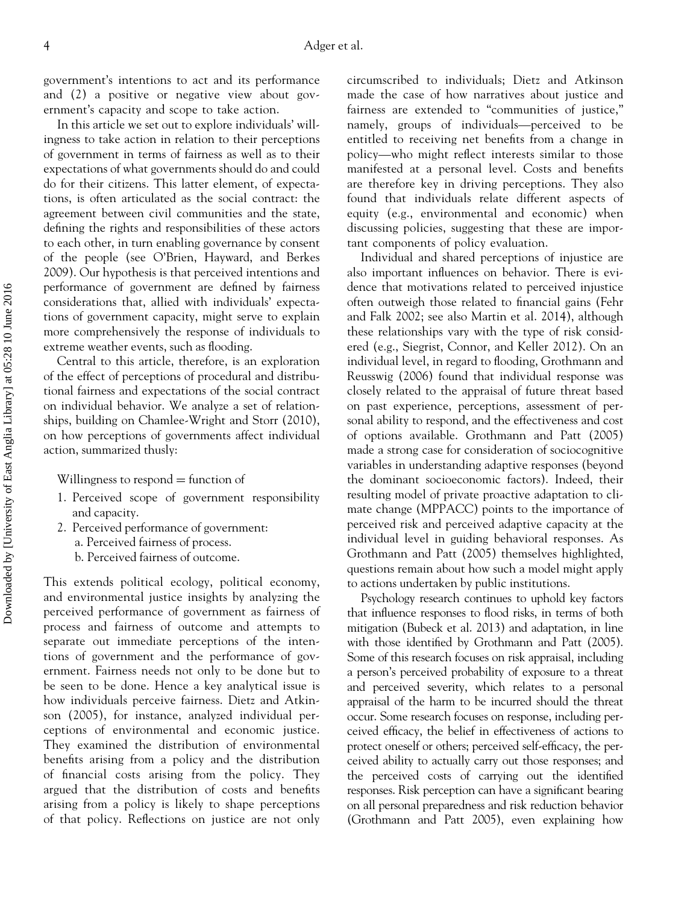government's intentions to act and its performance and (2) a positive or negative view about government's capacity and scope to take action.

In this article we set out to explore individuals' willingness to take action in relation to their perceptions of government in terms of fairness as well as to their expectations of what governments should do and could do for their citizens. This latter element, of expectations, is often articulated as the social contract: the agreement between civil communities and the state, defining the rights and responsibilities of these actors to each other, in turn enabling governance by consent of the people (see O'Brien, Hayward, and Berkes 2009). Our hypothesis is that perceived intentions and performance of government are defined by fairness considerations that, allied with individuals' expectations of government capacity, might serve to explain more comprehensively the response of individuals to extreme weather events, such as flooding.

Central to this article, therefore, is an exploration of the effect of perceptions of procedural and distributional fairness and expectations of the social contract on individual behavior. We analyze a set of relationships, building on Chamlee-Wright and Storr (2010), on how perceptions of governments affect individual action, summarized thusly:

Willingness to respond = function of

1. Perceived scope of government responsibility and capacity.
2. Perceived performance of government:
   a. Perceived fairness of process.
   b. Perceived fairness of outcome.

This extends political ecology, political economy, and environmental justice insights by analyzing the perceived performance of government as fairness of process and fairness of outcome and attempts to separate out immediate perceptions of the intentions of government and the performance of government. Fairness needs not only to be done but to be seen to be done. Hence a key analytical issue is how individuals perceive fairness. Dietz and Atkinson (2005), for instance, analyzed individual perceptions of environmental and economic justice. They examined the distribution of environmental benefits arising from a policy and the distribution of financial costs arising from the policy. They argued that the distribution of costs and benefits arising from a policy is likely to shape perceptions of that policy. Reflections on justice are not only circumscribed to individuals; Dietz and Atkinson made the case of how narratives about justice and fairness are extended to "communities of justice," namely, groups of individuals—perceived to be entitled to receiving net benefits from a change in policy—who might reflect interests similar to those manifested at a personal level. Costs and benefits are therefore key in driving perceptions. They also found that individuals relate different aspects of equity (e.g., environmental and economic) when discussing policies, suggesting that these are important components of policy evaluation.

Individual and shared perceptions of injustice are also important influences on behavior. There is evidence that motivations related to perceived injustice often outweigh those related to financial gains (Fehr and Falk 2002; see also Martin et al. 2014), although these relationships vary with the type of risk considered (e.g., Siegrist, Connor, and Keller 2012). On an individual level, in regard to flooding, Grothmann and Reusswig (2006) found that individual response was closely related to the appraisal of future threat based on past experience, perceptions, assessment of personal ability to respond, and the effectiveness and cost of options available. Grothmann and Patt (2005) made a strong case for consideration of sociocognitive variables in understanding adaptive responses (beyond the dominant socioeconomic factors). Indeed, their resulting model of private proactive adaptation to climate change (MPPACC) points to the importance of perceived risk and perceived adaptive capacity at the individual level in guiding behavioral responses. As Grothmann and Patt (2005) themselves highlighted, questions remain about how such a model might apply to actions undertaken by public institutions.

Psychology research continues to uphold key factors that influence responses to flood risks, in terms of both mitigation (Bubeck et al. 2013) and adaptation, in line with those identified by Grothmann and Patt (2005). Some of this research focuses on risk appraisal, including a person's perceived probability of exposure to a threat and perceived severity, which relates to a personal appraisal of the harm to be incurred should the threat occur. Some research focuses on response, including perceived efficacy, the belief in effectiveness of actions to protect oneself or others; perceived self-efficacy, the perceived ability to actually carry out those responses; and the perceived costs of carrying out the identified responses. Risk perception can have a significant bearing on all personal preparedness and risk reduction behavior (Grothmann and Patt 2005), even explaining how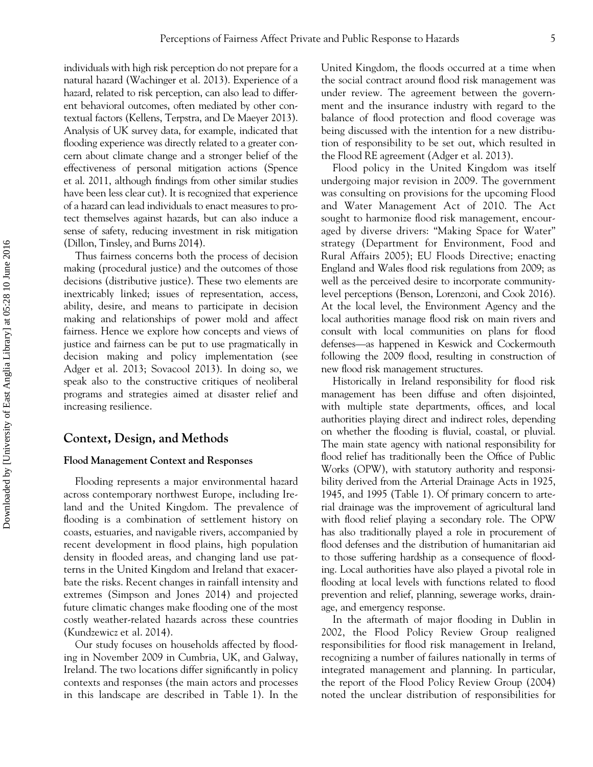individuals with high risk perception do not prepare for a natural hazard (Wachinger et al. 2013). Experience of a hazard, related to risk perception, can also lead to different behavioral outcomes, often mediated by other contextual factors (Kellens, Terpstra, and De Maeyer 2013). Analysis of UK survey data, for example, indicated that flooding experience was directly related to a greater concern about climate change and a stronger belief of the effectiveness of personal mitigation actions (Spence et al. 2011, although findings from other similar studies have been less clear cut). It is recognized that experience of a hazard can lead individuals to enact measures to protect themselves against hazards, but can also induce a sense of safety, reducing investment in risk mitigation (Dillon, Tinsley, and Burns 2014).

Thus fairness concerns both the process of decision making (procedural justice) and the outcomes of those decisions (distributive justice). These two elements are inextricably linked; issues of representation, access, ability, desire, and means to participate in decision making and relationships of power mold and affect fairness. Hence we explore how concepts and views of justice and fairness can be put to use pragmatically in decision making and policy implementation (see Adger et al. 2013; Sovacool 2013). In doing so, we speak also to the constructive critiques of neoliberal programs and strategies aimed at disaster relief and increasing resilience.

## Context, Design, and Methods

### Flood Management Context and Responses

Flooding represents a major environmental hazard across contemporary northwest Europe, including Ireland and the United Kingdom. The prevalence of flooding is a combination of settlement history on coasts, estuaries, and navigable rivers, accompanied by recent development in flood plains, high population density in flooded areas, and changing land use patterns in the United Kingdom and Ireland that exacerbate the risks. Recent changes in rainfall intensity and extremes (Simpson and Jones 2014) and projected future climatic changes make flooding one of the most costly weather-related hazards across these countries (Kundzewicz et al. 2014).

Our study focuses on households affected by flooding in November 2009 in Cumbria, UK, and Galway, Ireland. The two locations differ significantly in policy contexts and responses (the main actors and processes in this landscape are described in Table 1). In the United Kingdom, the floods occurred at a time when the social contract around flood risk management was under review. The agreement between the government and the insurance industry with regard to the balance of flood protection and flood coverage was being discussed with the intention for a new distribution of responsibility to be set out, which resulted in the Flood RE agreement (Adger et al. 2013).

Flood policy in the United Kingdom was itself undergoing major revision in 2009. The government was consulting on provisions for the upcoming Flood and Water Management Act of 2010. The Act sought to harmonize flood risk management, encouraged by diverse drivers: "Making Space for Water" strategy (Department for Environment, Food and Rural Affairs 2005); EU Floods Directive; enacting England and Wales flood risk regulations from 2009; as well as the perceived desire to incorporate community-level perceptions (Benson, Lorenzoni, and Cook 2016). At the local level, the Environment Agency and the local authorities manage flood risk on main rivers and consult with local communities on plans for flood defenses—as happened in Keswick and Cockermouth following the 2009 flood, resulting in construction of new flood risk management structures.

Historically in Ireland responsibility for flood risk management has been diffuse and often disjointed, with multiple state departments, offices, and local authorities playing direct and indirect roles, depending on whether the flooding is fluvial, coastal, or pluvial. The main state agency with national responsibility for flood relief has traditionally been the Office of Public Works (OPW), with statutory authority and responsibility derived from the Arterial Drainage Acts in 1925, 1945, and 1995 (Table 1). Of primary concern to arterial drainage was the improvement of agricultural land with flood relief playing a secondary role. The OPW has also traditionally played a role in procurement of flood defenses and the distribution of humanitarian aid to those suffering hardship as a consequence of flooding. Local authorities have also played a pivotal role in flooding at local levels with functions related to flood prevention and relief, planning, sewerage works, drainage, and emergency response.

In the aftermath of major flooding in Dublin in 2002, the Flood Policy Review Group realigned responsibilities for flood risk management in Ireland, recognizing a number of failures nationally in terms of integrated management and planning. In particular, the report of the Flood Policy Review Group (2004) noted the unclear distribution of responsibilities for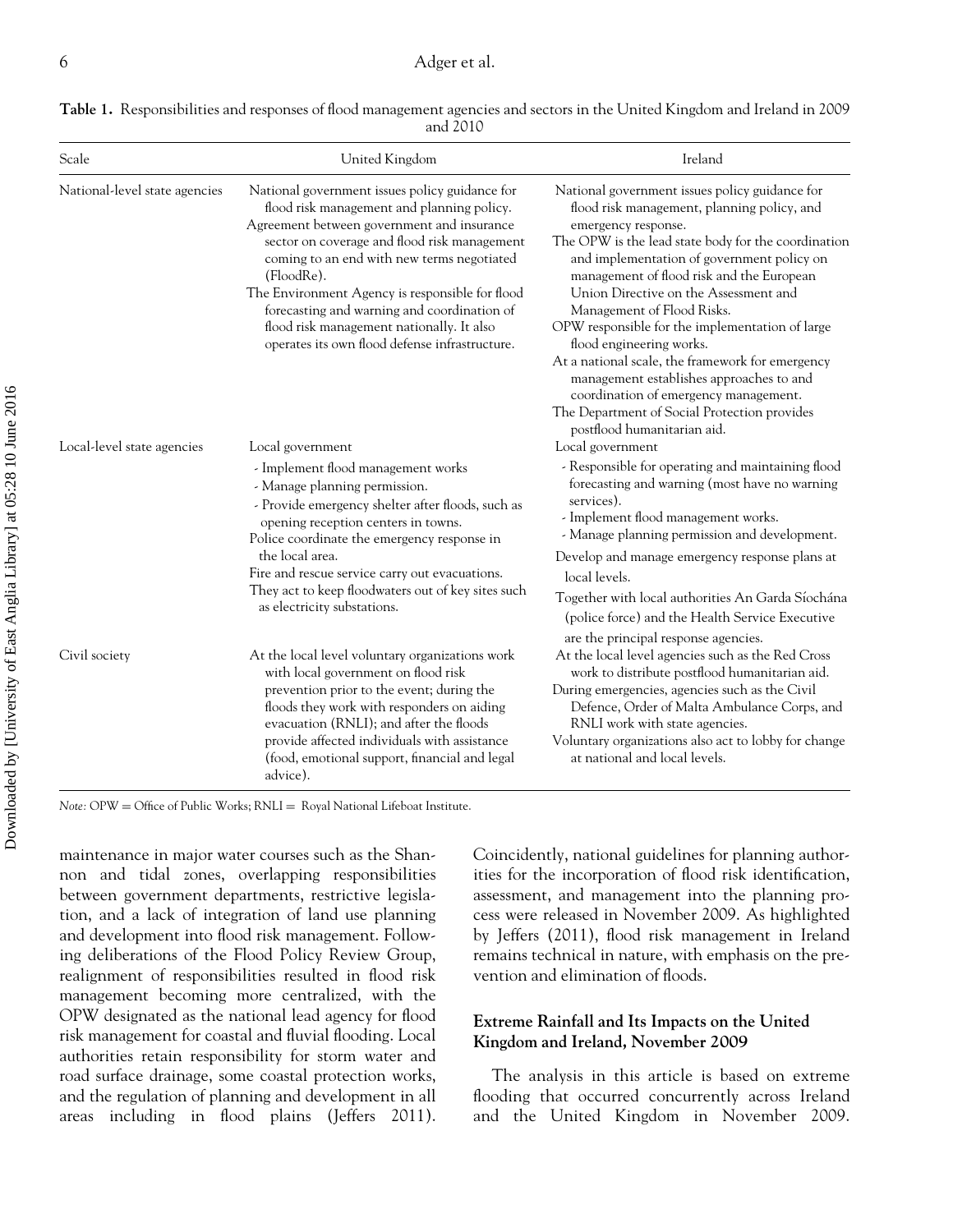**Table 1.** Responsibilities and responses of flood management agencies and sectors in the United Kingdom and Ireland in 2009 and 2010

| Scale | United Kingdom | Ireland |
|---|---|---|
| National-level state agencies | National government issues policy guidance for flood risk management and planning policy. Agreement between government and insurance sector on coverage and flood risk management coming to an end with new terms negotiated (FloodRe). The Environment Agency is responsible for flood forecasting and warning and coordination of flood risk management nationally. It also operates its own flood defense infrastructure. | National government issues policy guidance for flood risk management, planning policy, and emergency response. The OPW is the lead state body for the coordination and implementation of government policy on management of flood risk and the European Union Directive on the Assessment and Management of Flood Risks. OPW responsible for the implementation of large flood engineering works. At a national scale, the framework for emergency management establishes approaches to and coordination of emergency management. The Department of Social Protection provides postflood humanitarian aid. |
| Local-level state agencies | Local government - Implement flood management works - Manage planning permission. - Provide emergency shelter after floods, such as opening reception centers in towns. Police coordinate the emergency response in the local area. Fire and rescue service carry out evacuations. They act to keep floodwaters out of key sites such as electricity substations. | Local government - Responsible for operating and maintaining flood forecasting and warning (most have no warning services). - Implement flood management works. - Manage planning permission and development. Develop and manage emergency response plans at local levels. Together with local authorities An Garda Síochána (police force) and the Health Service Executive are the principal response agencies. |
| Civil society | At the local level voluntary organizations work with local government on flood risk prevention prior to the event; during the floods they work with responders on aiding evacuation (RNLI); and after the floods provide affected individuals with assistance (food, emotional support, financial and legal advice). | At the local level agencies such as the Red Cross work to distribute postflood humanitarian aid. During emergencies, agencies such as the Civil Defence, Order of Malta Ambulance Corps, and RNLI work with state agencies. Voluntary organizations also act to lobby for change at national and local levels. |

*Note:* OPW = Office of Public Works; RNLI = Royal National Lifeboat Institute.

maintenance in major water courses such as the Shannon and tidal zones, overlapping responsibilities between government departments, restrictive legislation, and a lack of integration of land use planning and development into flood risk management. Following deliberations of the Flood Policy Review Group, realignment of responsibilities resulted in flood risk management becoming more centralized, with the OPW designated as the national lead agency for flood risk management for coastal and fluvial flooding. Local authorities retain responsibility for storm water and road surface drainage, some coastal protection works, and the regulation of planning and development in all areas including in flood plains (Jeffers 2011). Coincidently, national guidelines for planning authorities for the incorporation of flood risk identification, assessment, and management into the planning process were released in November 2009. As highlighted by Jeffers (2011), flood risk management in Ireland remains technical in nature, with emphasis on the prevention and elimination of floods.

## Extreme Rainfall and Its Impacts on the United Kingdom and Ireland, November 2009

The analysis in this article is based on extreme flooding that occurred concurrently across Ireland and the United Kingdom in November 2009.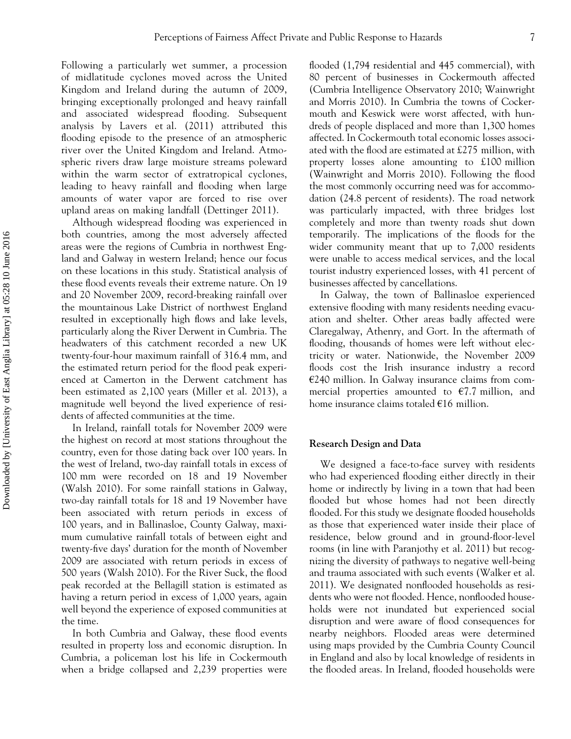Following a particularly wet summer, a procession of midlatitude cyclones moved across the United Kingdom and Ireland during the autumn of 2009, bringing exceptionally prolonged and heavy rainfall and associated widespread flooding. Subsequent analysis by Lavers et al. (2011) attributed this flooding episode to the presence of an atmospheric river over the United Kingdom and Ireland. Atmospheric rivers draw large moisture streams poleward within the warm sector of extratropical cyclones, leading to heavy rainfall and flooding when large amounts of water vapor are forced to rise over upland areas on making landfall (Dettinger 2011).

Although widespread flooding was experienced in both countries, among the most adversely affected areas were the regions of Cumbria in northwest England and Galway in western Ireland; hence our focus on these locations in this study. Statistical analysis of these flood events reveals their extreme nature. On 19 and 20 November 2009, record-breaking rainfall over the mountainous Lake District of northwest England resulted in exceptionally high flows and lake levels, particularly along the River Derwent in Cumbria. The headwaters of this catchment recorded a new UK twenty-four-hour maximum rainfall of 316.4 mm, and the estimated return period for the flood peak experienced at Camerton in the Derwent catchment has been estimated as 2,100 years (Miller et al. 2013), a magnitude well beyond the lived experience of residents of affected communities at the time.

In Ireland, rainfall totals for November 2009 were the highest on record at most stations throughout the country, even for those dating back over 100 years. In the west of Ireland, two-day rainfall totals in excess of 100 mm were recorded on 18 and 19 November (Walsh 2010). For some rainfall stations in Galway, two-day rainfall totals for 18 and 19 November have been associated with return periods in excess of 100 years, and in Ballinasloe, County Galway, maximum cumulative rainfall totals of between eight and twenty-five days' duration for the month of November 2009 are associated with return periods in excess of 500 years (Walsh 2010). For the River Suck, the flood peak recorded at the Bellagill station is estimated as having a return period in excess of 1,000 years, again well beyond the experience of exposed communities at the time.

In both Cumbria and Galway, these flood events resulted in property loss and economic disruption. In Cumbria, a policeman lost his life in Cockermouth when a bridge collapsed and 2,239 properties were flooded (1,794 residential and 445 commercial), with 80 percent of businesses in Cockermouth affected (Cumbria Intelligence Observatory 2010; Wainwright and Morris 2010). In Cumbria the towns of Cockermouth and Keswick were worst affected, with hundreds of people displaced and more than 1,300 homes affected. In Cockermouth total economic losses associated with the flood are estimated at £275 million, with property losses alone amounting to £100 million (Wainwright and Morris 2010). Following the flood the most commonly occurring need was for accommodation (24.8 percent of residents). The road network was particularly impacted, with three bridges lost completely and more than twenty roads shut down temporarily. The implications of the floods for the wider community meant that up to 7,000 residents were unable to access medical services, and the local tourist industry experienced losses, with 41 percent of businesses affected by cancellations.

In Galway, the town of Ballinasloe experienced extensive flooding with many residents needing evacuation and shelter. Other areas badly affected were Claregalway, Athenry, and Gort. In the aftermath of flooding, thousands of homes were left without electricity or water. Nationwide, the November 2009 floods cost the Irish insurance industry a record €240 million. In Galway insurance claims from commercial properties amounted to €7.7 million, and home insurance claims totaled €16 million.

## Research Design and Data

We designed a face-to-face survey with residents who had experienced flooding either directly in their home or indirectly by living in a town that had been flooded but whose homes had not been directly flooded. For this study we designate flooded households as those that experienced water inside their place of residence, below ground and in ground-floor-level rooms (in line with Paranjothy et al. 2011) but recognizing the diversity of pathways to negative well-being and trauma associated with such events (Walker et al. 2011). We designated nonflooded households as residents who were not flooded. Hence, nonflooded households were not inundated but experienced social disruption and were aware of flood consequences for nearby neighbors. Flooded areas were determined using maps provided by the Cumbria County Council in England and also by local knowledge of residents in the flooded areas. In Ireland, flooded households were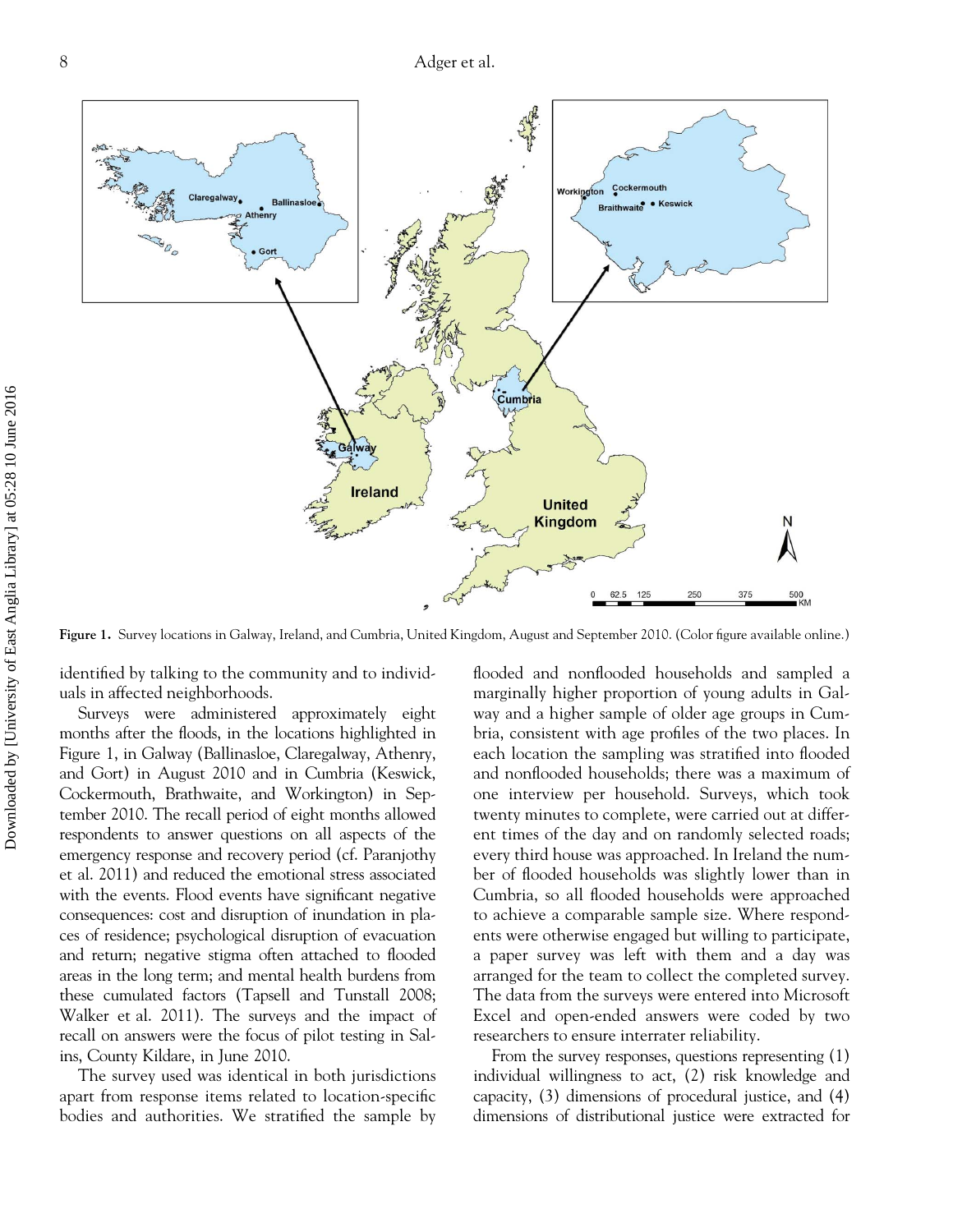Figure 1. Survey locations in Galway, Ireland, and Cumbria, United Kingdom, August and September 2010. (Color figure available online.)

identified by talking to the community and to individuals in affected neighborhoods.

Surveys were administered approximately eight months after the floods, in the locations highlighted in Figure 1, in Galway (Ballinasloe, Claregalway, Athenry, and Gort) in August 2010 and in Cumbria (Keswick, Cockermouth, Brathwaite, and Workington) in September 2010. The recall period of eight months allowed respondents to answer questions on all aspects of the emergency response and recovery period (cf. Paranjothy et al. 2011) and reduced the emotional stress associated with the events. Flood events have significant negative consequences: cost and disruption of inundation in places of residence; psychological disruption of evacuation and return; negative stigma often attached to flooded areas in the long term; and mental health burdens from these cumulated factors (Tapsell and Tunstall 2008; Walker et al. 2011). The surveys and the impact of recall on answers were the focus of pilot testing in Salins, County Kildare, in June 2010.

The survey used was identical in both jurisdictions apart from response items related to location-specific bodies and authorities. We stratified the sample by flooded and nonflooded households and sampled a marginally higher proportion of young adults in Galway and a higher sample of older age groups in Cumbria, consistent with age profiles of the two places. In each location the sampling was stratified into flooded and nonflooded households; there was a maximum of one interview per household. Surveys, which took twenty minutes to complete, were carried out at different times of the day and on randomly selected roads; every third house was approached. In Ireland the number of flooded households was slightly lower than in Cumbria, so all flooded households were approached to achieve a comparable sample size. Where respondents were otherwise engaged but willing to participate, a paper survey was left with them and a day was arranged for the team to collect the completed survey. The data from the surveys were entered into Microsoft Excel and open-ended answers were coded by two researchers to ensure interrater reliability.

From the survey responses, questions representing (1) individual willingness to act, (2) risk knowledge and capacity, (3) dimensions of procedural justice, and (4) dimensions of distributional justice were extracted for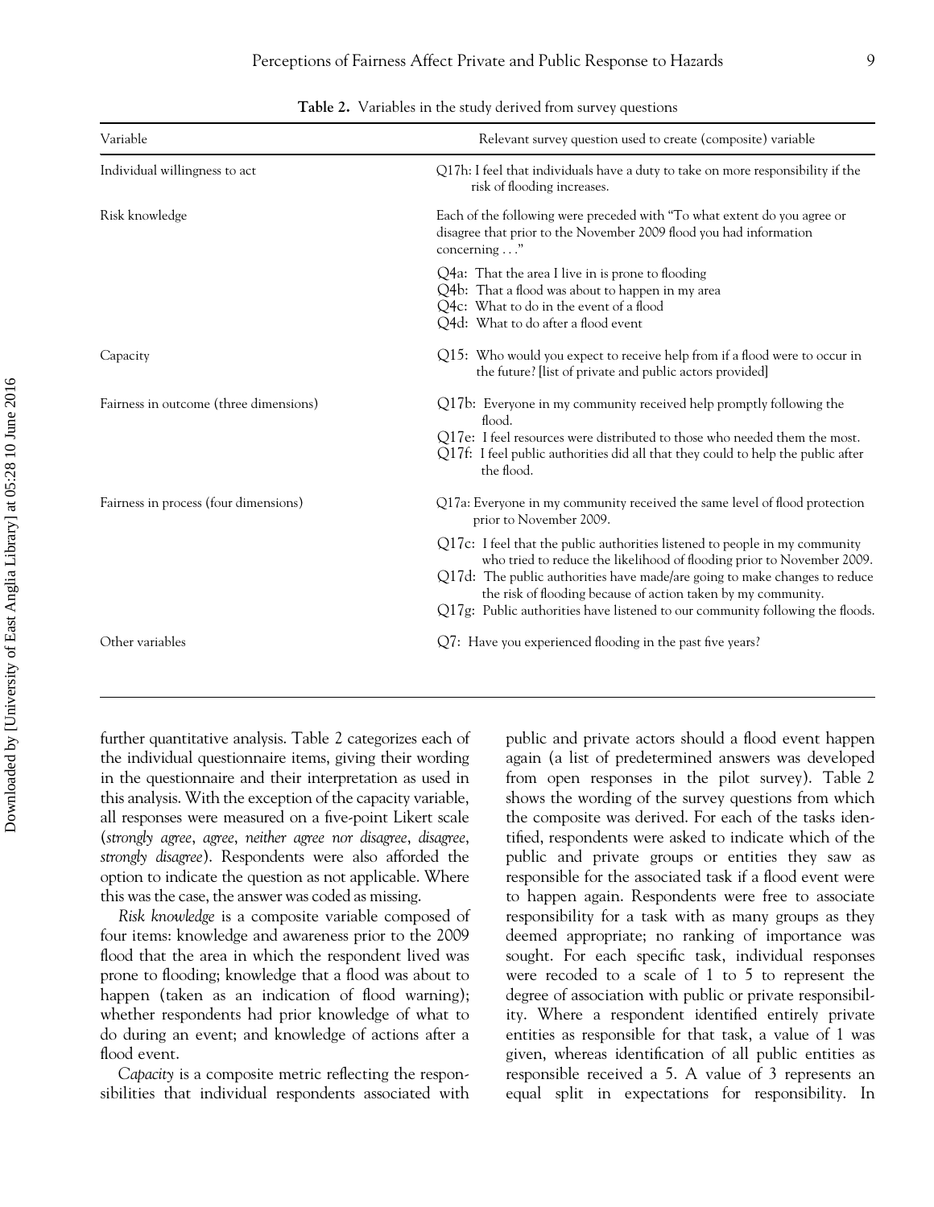**Table 2.** Variables in the study derived from survey questions

| Variable | Relevant survey question used to create (composite) variable |
|---|---|
| Individual willingness to act | Q17h: I feel that individuals have a duty to take on more responsibility if the risk of flooding increases. |
| Risk knowledge | Each of the following were preceded with "To what extent do you agree or disagree that prior to the November 2009 flood you had information concerning . . ." |
| | Q4a: That the area I live in is prone to flooding<br>Q4b: That a flood was about to happen in my area<br>Q4c: What to do in the event of a flood<br>Q4d: What to do after a flood event |
| Capacity | Q15: Who would you expect to receive help from if a flood were to occur in the future? [list of private and public actors provided] |
| Fairness in outcome (three dimensions) | Q17b: Everyone in my community received help promptly following the flood.<br>Q17e: I feel resources were distributed to those who needed them the most.<br>Q17f: I feel public authorities did all that they could to help the public after the flood. |
| Fairness in process (four dimensions) | Q17a: Everyone in my community received the same level of flood protection prior to November 2009. |
| | Q17c: I feel that the public authorities listened to people in my community who tried to reduce the likelihood of flooding prior to November 2009.<br>Q17d: The public authorities have made/are going to make changes to reduce the risk of flooding because of action taken by my community.<br>Q17g: Public authorities have listened to our community following the floods. |
| Other variables | Q7: Have you experienced flooding in the past five years? |

further quantitative analysis. Table 2 categorizes each of the individual questionnaire items, giving their wording in the questionnaire and their interpretation as used in this analysis. With the exception of the capacity variable, all responses were measured on a five-point Likert scale (*strongly agree*, *agree*, *neither agree nor disagree*, *disagree*, *strongly disagree*). Respondents were also afforded the option to indicate the question as not applicable. Where this was the case, the answer was coded as missing.

*Risk knowledge* is a composite variable composed of four items: knowledge and awareness prior to the 2009 flood that the area in which the respondent lived was prone to flooding; knowledge that a flood was about to happen (taken as an indication of flood warning); whether respondents had prior knowledge of what to do during an event; and knowledge of actions after a flood event.

*Capacity* is a composite metric reflecting the responsibilities that individual respondents associated with public and private actors should a flood event happen again (a list of predetermined answers was developed from open responses in the pilot survey). Table 2 shows the wording of the survey questions from which the composite was derived. For each of the tasks identified, respondents were asked to indicate which of the public and private groups or entities they saw as responsible for the associated task if a flood event were to happen again. Respondents were free to associate responsibility for a task with as many groups as they deemed appropriate; no ranking of importance was sought. For each specific task, individual responses were recoded to a scale of 1 to 5 to represent the degree of association with public or private responsibility. Where a respondent identified entirely private entities as responsible for that task, a value of 1 was given, whereas identification of all public entities as responsible received a 5. A value of 3 represents an equal split in expectations for responsibility. In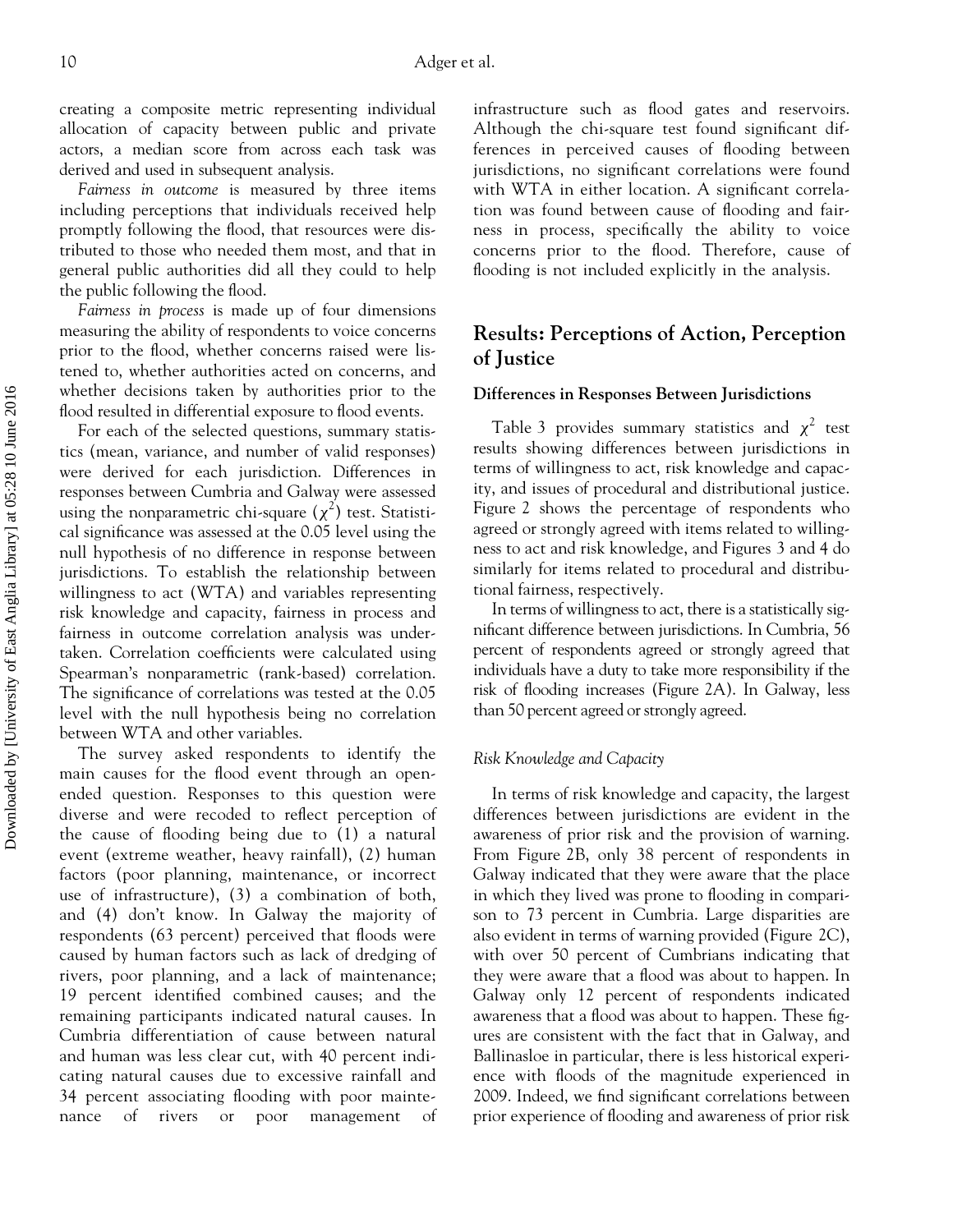creating a composite metric representing individual allocation of capacity between public and private actors, a median score from across each task was derived and used in subsequent analysis.

*Fairness in outcome* is measured by three items including perceptions that individuals received help promptly following the flood, that resources were distributed to those who needed them most, and that in general public authorities did all they could to help the public following the flood.

*Fairness in process* is made up of four dimensions measuring the ability of respondents to voice concerns prior to the flood, whether concerns raised were listened to, whether authorities acted on concerns, and whether decisions taken by authorities prior to the flood resulted in differential exposure to flood events.

For each of the selected questions, summary statistics (mean, variance, and number of valid responses) were derived for each jurisdiction. Differences in responses between Cumbria and Galway were assessed using the nonparametric chi-square ($\chi^2$) test. Statistical significance was assessed at the 0.05 level using the null hypothesis of no difference in response between jurisdictions. To establish the relationship between willingness to act (WTA) and variables representing risk knowledge and capacity, fairness in process and fairness in outcome correlation analysis was undertaken. Correlation coefficients were calculated using Spearman's nonparametric (rank-based) correlation. The significance of correlations was tested at the 0.05 level with the null hypothesis being no correlation between WTA and other variables.

The survey asked respondents to identify the main causes for the flood event through an open-ended question. Responses to this question were diverse and were recoded to reflect perception of the cause of flooding being due to (1) a natural event (extreme weather, heavy rainfall), (2) human factors (poor planning, maintenance, or incorrect use of infrastructure), (3) a combination of both, and (4) don't know. In Galway the majority of respondents (63 percent) perceived that floods were caused by human factors such as lack of dredging of rivers, poor planning, and a lack of maintenance; 19 percent identified combined causes; and the remaining participants indicated natural causes. In Cumbria differentiation of cause between natural and human was less clear cut, with 40 percent indicating natural causes due to excessive rainfall and 34 percent associating flooding with poor maintenance of rivers or poor management of infrastructure such as flood gates and reservoirs. Although the chi-square test found significant differences in perceived causes of flooding between jurisdictions, no significant correlations were found with WTA in either location. A significant correlation was found between cause of flooding and fairness in process, specifically the ability to voice concerns prior to the flood. Therefore, cause of flooding is not included explicitly in the analysis.

## Results: Perceptions of Action, Perception of Justice

### Differences in Responses Between Jurisdictions

Table 3 provides summary statistics and $\chi^2$ test results showing differences between jurisdictions in terms of willingness to act, risk knowledge and capacity, and issues of procedural and distributional justice. Figure 2 shows the percentage of respondents who agreed or strongly agreed with items related to willingness to act and risk knowledge, and Figures 3 and 4 do similarly for items related to procedural and distributional fairness, respectively.

In terms of willingness to act, there is a statistically significant difference between jurisdictions. In Cumbria, 56 percent of respondents agreed or strongly agreed that individuals have a duty to take more responsibility if the risk of flooding increases (Figure 2A). In Galway, less than 50 percent agreed or strongly agreed.

#### *Risk Knowledge and Capacity*

In terms of risk knowledge and capacity, the largest differences between jurisdictions are evident in the awareness of prior risk and the provision of warning. From Figure 2B, only 38 percent of respondents in Galway indicated that they were aware that the place in which they lived was prone to flooding in comparison to 73 percent in Cumbria. Large disparities are also evident in terms of warning provided (Figure 2C), with over 50 percent of Cumbrians indicating that they were aware that a flood was about to happen. In Galway only 12 percent of respondents indicated awareness that a flood was about to happen. These figures are consistent with the fact that in Galway, and Ballinasloe in particular, there is less historical experience with floods of the magnitude experienced in 2009. Indeed, we find significant correlations between prior experience of flooding and awareness of prior risk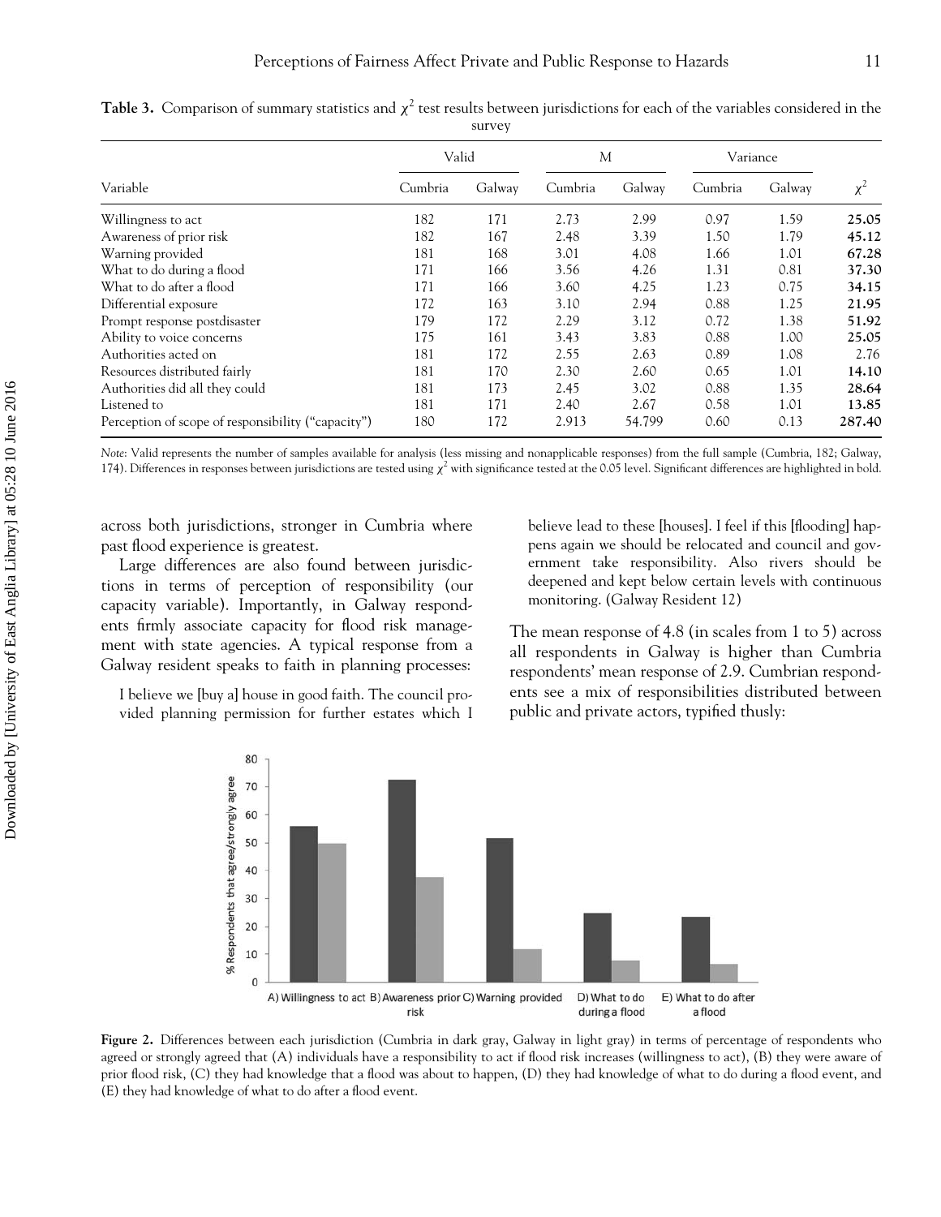**Table 3.** Comparison of summary statistics and $\chi^2$ test results between jurisdictions for each of the variables considered in the survey

| Variable | Valid | | M | | Variance | | $\chi^2$ |
|---|---|---|---|---|---|---|---|
| | Cumbria | Galway | Cumbria | Galway | Cumbria | Galway | |
| Willingness to act | 182 | 171 | 2.73 | 2.99 | 0.97 | 1.59 | **25.05** |
| Awareness of prior risk | 182 | 167 | 2.48 | 3.39 | 1.50 | 1.79 | **45.12** |
| Warning provided | 181 | 168 | 3.01 | 4.08 | 1.66 | 1.01 | **67.28** |
| What to do during a flood | 171 | 166 | 3.56 | 4.26 | 1.31 | 0.81 | **37.30** |
| What to do after a flood | 171 | 166 | 3.60 | 4.25 | 1.23 | 0.75 | **34.15** |
| Differential exposure | 172 | 163 | 3.10 | 2.94 | 0.88 | 1.25 | **21.95** |
| Prompt response postdisaster | 179 | 172 | 2.29 | 3.12 | 0.72 | 1.38 | **51.92** |
| Ability to voice concerns | 175 | 161 | 3.43 | 3.83 | 0.88 | 1.00 | **25.05** |
| Authorities acted on | 181 | 172 | 2.55 | 2.63 | 0.89 | 1.08 | 2.76 |
| Resources distributed fairly | 181 | 170 | 2.30 | 2.60 | 0.65 | 1.01 | **14.10** |
| Authorities did all they could | 181 | 173 | 2.45 | 3.02 | 0.88 | 1.35 | **28.64** |
| Listened to | 181 | 171 | 2.40 | 2.67 | 0.58 | 1.01 | **13.85** |
| Perception of scope of responsibility ("capacity") | 180 | 172 | 2.913 | 54.799 | 0.60 | 0.13 | **287.40** |

*Note*: Valid represents the number of samples available for analysis (less missing and nonapplicable responses) from the full sample (Cumbria, 182; Galway, 174). Differences in responses between jurisdictions are tested using $\chi^2$ with significance tested at the 0.05 level. Significant differences are highlighted in bold.

across both jurisdictions, stronger in Cumbria where past flood experience is greatest.

Large differences are also found between jurisdictions in terms of perception of responsibility (our capacity variable). Importantly, in Galway respondents firmly associate capacity for flood risk management with state agencies. A typical response from a Galway resident speaks to faith in planning processes:

> I believe we [buy a] house in good faith. The council provided planning permission for further estates which I believe lead to these [houses]. I feel if this [flooding] happens again we should be relocated and council and government take responsibility. Also rivers should be deepened and kept below certain levels with continuous monitoring. (Galway Resident 12)

The mean response of 4.8 (in scales from 1 to 5) across all respondents in Galway is higher than Cumbria respondents' mean response of 2.9. Cumbrian respondents see a mix of responsibilities distributed between public and private actors, typified thusly:

**Figure 2.** Differences between each jurisdiction (Cumbria in dark gray, Galway in light gray) in terms of percentage of respondents who agreed or strongly agreed that (A) individuals have a responsibility to act if flood risk increases (willingness to act), (B) they were aware of prior flood risk, (C) they had knowledge that a flood was about to happen, (D) they had knowledge of what to do during a flood event, and (E) they had knowledge of what to do after a flood event.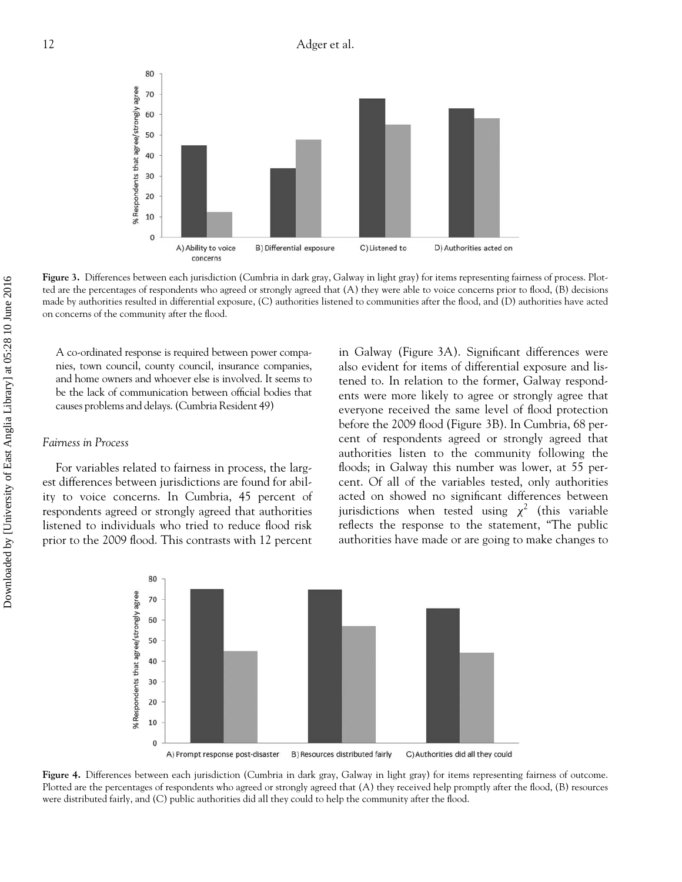**Figure 3.** Differences between each jurisdiction (Cumbria in dark gray, Galway in light gray) for items representing fairness of process. Plotted are the percentages of respondents who agreed or strongly agreed that (A) they were able to voice concerns prior to flood, (B) decisions made by authorities resulted in differential exposure, (C) authorities listened to communities after the flood, and (D) authorities have acted on concerns of the community after the flood.

> A co-ordinated response is required between power companies, town council, county council, insurance companies, and home owners and whoever else is involved. It seems to be the lack of communication between official bodies that causes problems and delays. (Cumbria Resident 49)

### *Fairness in Process*

For variables related to fairness in process, the largest differences between jurisdictions are found for ability to voice concerns. In Cumbria, 45 percent of respondents agreed or strongly agreed that authorities listened to individuals who tried to reduce flood risk prior to the 2009 flood. This contrasts with 12 percent in Galway (Figure 3A). Significant differences were also evident for items of differential exposure and listened to. In relation to the former, Galway respondents were more likely to agree or strongly agree that everyone received the same level of flood protection before the 2009 flood (Figure 3B). In Cumbria, 68 percent of respondents agreed or strongly agreed that authorities listen to the community following the floods; in Galway this number was lower, at 55 percent. Of all of the variables tested, only authorities acted on showed no significant differences between jurisdictions when tested using $\chi^2$ (this variable reflects the response to the statement, "The public authorities have made or are going to make changes to

**Figure 4.** Differences between each jurisdiction (Cumbria in dark gray, Galway in light gray) for items representing fairness of outcome. Plotted are the percentages of respondents who agreed or strongly agreed that (A) they received help promptly after the flood, (B) resources were distributed fairly, and (C) public authorities did all they could to help the community after the flood.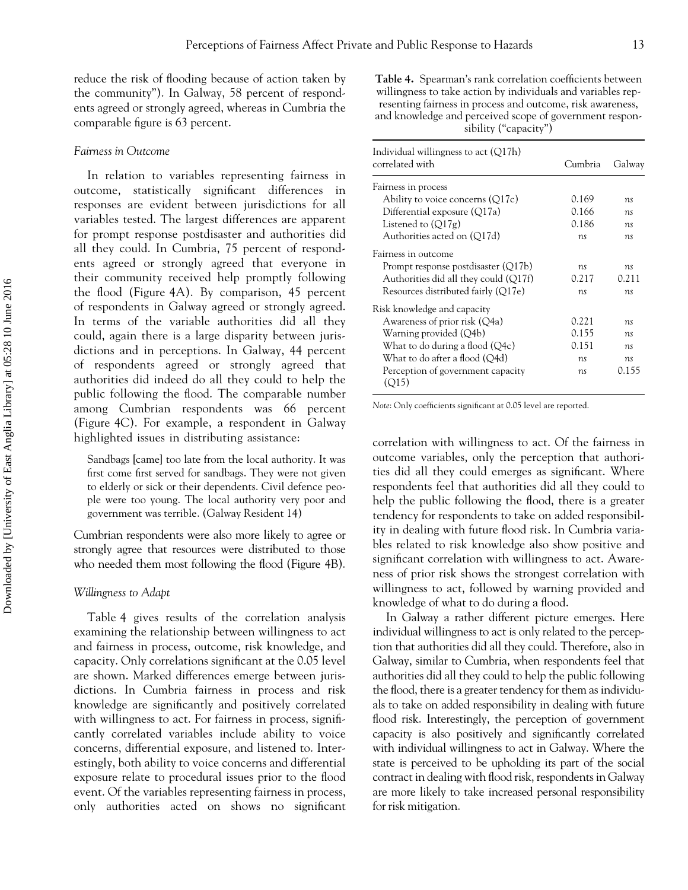reduce the risk of flooding because of action taken by the community"). In Galway, 58 percent of respondents agreed or strongly agreed, whereas in Cumbria the comparable figure is 63 percent.

### *Fairness in Outcome*

In relation to variables representing fairness in outcome, statistically significant differences in responses are evident between jurisdictions for all variables tested. The largest differences are apparent for prompt response postdisaster and authorities did all they could. In Cumbria, 75 percent of respondents agreed or strongly agreed that everyone in their community received help promptly following the flood (Figure 4A). By comparison, 45 percent of respondents in Galway agreed or strongly agreed. In terms of the variable authorities did all they could, again there is a large disparity between jurisdictions and in perceptions. In Galway, 44 percent of respondents agreed or strongly agreed that authorities did indeed do all they could to help the public following the flood. The comparable number among Cumbrian respondents was 66 percent (Figure 4C). For example, a respondent in Galway highlighted issues in distributing assistance:

> Sandbags [came] too late from the local authority. It was first come first served for sandbags. They were not given to elderly or sick or their dependents. Civil defence people were too young. The local authority very poor and government was terrible. (Galway Resident 14)

Cumbrian respondents were also more likely to agree or strongly agree that resources were distributed to those who needed them most following the flood (Figure 4B).

### *Willingness to Adapt*

Table 4 gives results of the correlation analysis examining the relationship between willingness to act and fairness in process, outcome, risk knowledge, and capacity. Only correlations significant at the 0.05 level are shown. Marked differences emerge between jurisdictions. In Cumbria fairness in process and risk knowledge are significantly and positively correlated with willingness to act. For fairness in process, significantly correlated variables include ability to voice concerns, differential exposure, and listened to. Interestingly, both ability to voice concerns and differential exposure relate to procedural issues prior to the flood event. Of the variables representing fairness in process, only authorities acted on shows no significant correlation with willingness to act. Of the fairness in outcome variables, only the perception that authorities did all they could emerges as significant. Where respondents feel that authorities did all they could to help the public following the flood, there is a greater tendency for respondents to take on added responsibility in dealing with future flood risk. In Cumbria variables related to risk knowledge also show positive and significant correlation with willingness to act. Awareness of prior risk shows the strongest correlation with willingness to act, followed by warning provided and knowledge of what to do during a flood.

In Galway a rather different picture emerges. Here individual willingness to act is only related to the perception that authorities did all they could. Therefore, also in Galway, similar to Cumbria, when respondents feel that authorities did all they could to help the public following the flood, there is a greater tendency for them as individuals to take on added responsibility in dealing with future flood risk. Interestingly, the perception of government capacity is also positively and significantly correlated with individual willingness to act in Galway. Where the state is perceived to be upholding its part of the social contract in dealing with flood risk, respondents in Galway are more likely to take increased personal responsibility for risk mitigation.

**Table 4.** Spearman's rank correlation coefficients between willingness to take action by individuals and variables representing fairness in process and outcome, risk awareness, and knowledge and perceived scope of government responsibility ("capacity")

| Individual willingness to act (Q17h) correlated with | Cumbria | Galway |
|---|---|---|
| Fairness in process | | |
| Ability to voice concerns (Q17c) | 0.169 | *ns* |
| Differential exposure (Q17a) | 0.166 | *ns* |
| Listened to (Q17g) | 0.186 | *ns* |
| Authorities acted on (Q17d) | *ns* | *ns* |
| Fairness in outcome | | |
| Prompt response postdisaster (Q17b) | *ns* | *ns* |
| Authorities did all they could (Q17f) | 0.217 | 0.211 |
| Resources distributed fairly (Q17e) | *ns* | *ns* |
| Risk knowledge and capacity | | |
| Awareness of prior risk (Q4a) | 0.221 | *ns* |
| Warning provided (Q4b) | 0.155 | *ns* |
| What to do during a flood (Q4c) | 0.151 | *ns* |
| What to do after a flood (Q4d) | *ns* | *ns* |
| Perception of government capacity (Q15) | *ns* | 0.155 |

*Note*: Only coefficients significant at 0.05 level are reported.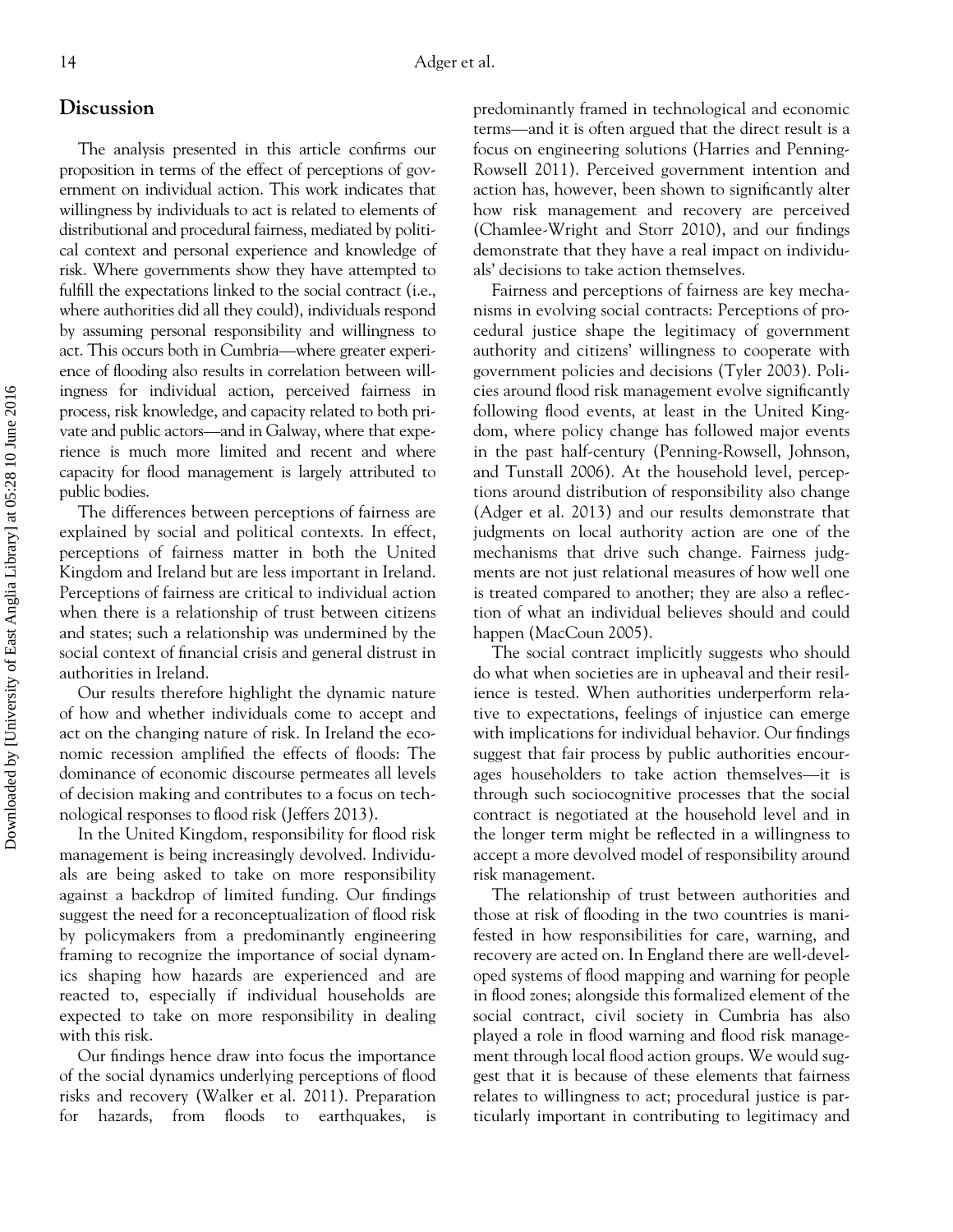## Discussion

The analysis presented in this article confirms our proposition in terms of the effect of perceptions of government on individual action. This work indicates that willingness by individuals to act is related to elements of distributional and procedural fairness, mediated by political context and personal experience and knowledge of risk. Where governments show they have attempted to fulfill the expectations linked to the social contract (i.e., where authorities did all they could), individuals respond by assuming personal responsibility and willingness to act. This occurs both in Cumbria—where greater experience of flooding also results in correlation between willingness for individual action, perceived fairness in process, risk knowledge, and capacity related to both private and public actors—and in Galway, where that experience is much more limited and recent and where capacity for flood management is largely attributed to public bodies.

The differences between perceptions of fairness are explained by social and political contexts. In effect, perceptions of fairness matter in both the United Kingdom and Ireland but are less important in Ireland. Perceptions of fairness are critical to individual action when there is a relationship of trust between citizens and states; such a relationship was undermined by the social context of financial crisis and general distrust in authorities in Ireland.

Our results therefore highlight the dynamic nature of how and whether individuals come to accept and act on the changing nature of risk. In Ireland the economic recession amplified the effects of floods: The dominance of economic discourse permeates all levels of decision making and contributes to a focus on technological responses to flood risk (Jeffers 2013).

In the United Kingdom, responsibility for flood risk management is being increasingly devolved. Individuals are being asked to take on more responsibility against a backdrop of limited funding. Our findings suggest the need for a reconceptualization of flood risk by policymakers from a predominantly engineering framing to recognize the importance of social dynamics shaping how hazards are experienced and are reacted to, especially if individual households are expected to take on more responsibility in dealing with this risk.

Our findings hence draw into focus the importance of the social dynamics underlying perceptions of flood risks and recovery (Walker et al. 2011). Preparation for hazards, from floods to earthquakes, is predominantly framed in technological and economic terms—and it is often argued that the direct result is a focus on engineering solutions (Harries and Penning-Rowsell 2011). Perceived government intention and action has, however, been shown to significantly alter how risk management and recovery are perceived (Chamlee-Wright and Storr 2010), and our findings demonstrate that they have a real impact on individuals' decisions to take action themselves.

Fairness and perceptions of fairness are key mechanisms in evolving social contracts: Perceptions of procedural justice shape the legitimacy of government authority and citizens' willingness to cooperate with government policies and decisions (Tyler 2003). Policies around flood risk management evolve significantly following flood events, at least in the United Kingdom, where policy change has followed major events in the past half-century (Penning-Rowsell, Johnson, and Tunstall 2006). At the household level, perceptions around distribution of responsibility also change (Adger et al. 2013) and our results demonstrate that judgments on local authority action are one of the mechanisms that drive such change. Fairness judgments are not just relational measures of how well one is treated compared to another; they are also a reflection of what an individual believes should and could happen (MacCoun 2005).

The social contract implicitly suggests who should do what when societies are in upheaval and their resilience is tested. When authorities underperform relative to expectations, feelings of injustice can emerge with implications for individual behavior. Our findings suggest that fair process by public authorities encourages householders to take action themselves—it is through such sociocognitive processes that the social contract is negotiated at the household level and in the longer term might be reflected in a willingness to accept a more devolved model of responsibility around risk management.

The relationship of trust between authorities and those at risk of flooding in the two countries is manifested in how responsibilities for care, warning, and recovery are acted on. In England there are well-developed systems of flood mapping and warning for people in flood zones; alongside this formalized element of the social contract, civil society in Cumbria has also played a role in flood warning and flood risk management through local flood action groups. We would suggest that it is because of these elements that fairness relates to willingness to act; procedural justice is particularly important in contributing to legitimacy and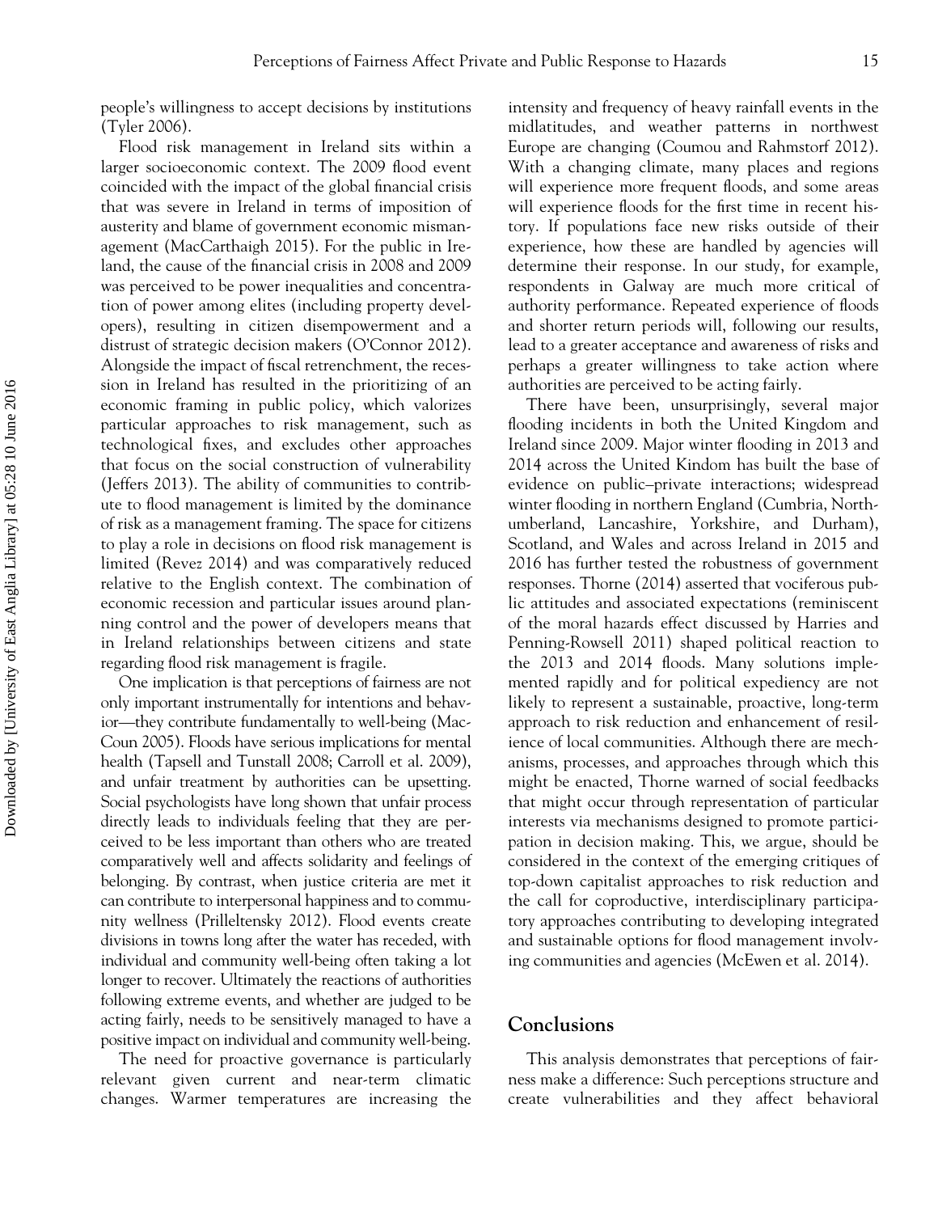people's willingness to accept decisions by institutions (Tyler 2006).

Flood risk management in Ireland sits within a larger socioeconomic context. The 2009 flood event coincided with the impact of the global financial crisis that was severe in Ireland in terms of imposition of austerity and blame of government economic mismanagement (MacCarthaigh 2015). For the public in Ireland, the cause of the financial crisis in 2008 and 2009 was perceived to be power inequalities and concentration of power among elites (including property developers), resulting in citizen disempowerment and a distrust of strategic decision makers (O'Connor 2012). Alongside the impact of fiscal retrenchment, the recession in Ireland has resulted in the prioritizing of an economic framing in public policy, which valorizes particular approaches to risk management, such as technological fixes, and excludes other approaches that focus on the social construction of vulnerability (Jeffers 2013). The ability of communities to contribute to flood management is limited by the dominance of risk as a management framing. The space for citizens to play a role in decisions on flood risk management is limited (Revez 2014) and was comparatively reduced relative to the English context. The combination of economic recession and particular issues around planning control and the power of developers means that in Ireland relationships between citizens and state regarding flood risk management is fragile.

One implication is that perceptions of fairness are not only important instrumentally for intentions and behavior—they contribute fundamentally to well-being (MacCoun 2005). Floods have serious implications for mental health (Tapsell and Tunstall 2008; Carroll et al. 2009), and unfair treatment by authorities can be upsetting. Social psychologists have long shown that unfair process directly leads to individuals feeling that they are perceived to be less important than others who are treated comparatively well and affects solidarity and feelings of belonging. By contrast, when justice criteria are met it can contribute to interpersonal happiness and to community wellness (Prilleltensky 2012). Flood events create divisions in towns long after the water has receded, with individual and community well-being often taking a lot longer to recover. Ultimately the reactions of authorities following extreme events, and whether are judged to be acting fairly, needs to be sensitively managed to have a positive impact on individual and community well-being.

The need for proactive governance is particularly relevant given current and near-term climatic changes. Warmer temperatures are increasing the intensity and frequency of heavy rainfall events in the midlatitudes, and weather patterns in northwest Europe are changing (Coumou and Rahmstorf 2012). With a changing climate, many places and regions will experience more frequent floods, and some areas will experience floods for the first time in recent history. If populations face new risks outside of their experience, how these are handled by agencies will determine their response. In our study, for example, respondents in Galway are much more critical of authority performance. Repeated experience of floods and shorter return periods will, following our results, lead to a greater acceptance and awareness of risks and perhaps a greater willingness to take action where authorities are perceived to be acting fairly.

There have been, unsurprisingly, several major flooding incidents in both the United Kingdom and Ireland since 2009. Major winter flooding in 2013 and 2014 across the United Kindom has built the base of evidence on public–private interactions; widespread winter flooding in northern England (Cumbria, Northumberland, Lancashire, Yorkshire, and Durham), Scotland, and Wales and across Ireland in 2015 and 2016 has further tested the robustness of government responses. Thorne (2014) asserted that vociferous public attitudes and associated expectations (reminiscent of the moral hazards effect discussed by Harries and Penning-Rowsell 2011) shaped political reaction to the 2013 and 2014 floods. Many solutions implemented rapidly and for political expediency are not likely to represent a sustainable, proactive, long-term approach to risk reduction and enhancement of resilience of local communities. Although there are mechanisms, processes, and approaches through which this might be enacted, Thorne warned of social feedbacks that might occur through representation of particular interests via mechanisms designed to promote participation in decision making. This, we argue, should be considered in the context of the emerging critiques of top-down capitalist approaches to risk reduction and the call for coproductive, interdisciplinary participatory approaches contributing to developing integrated and sustainable options for flood management involving communities and agencies (McEwen et al. 2014).

## Conclusions

This analysis demonstrates that perceptions of fairness make a difference: Such perceptions structure and create vulnerabilities and they affect behavioral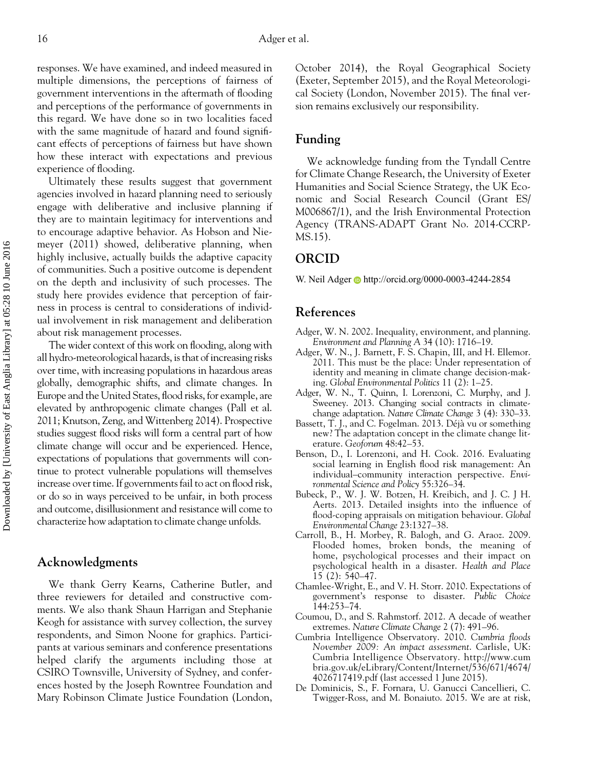responses. We have examined, and indeed measured in multiple dimensions, the perceptions of fairness of government interventions in the aftermath of flooding and perceptions of the performance of governments in this regard. We have done so in two localities faced with the same magnitude of hazard and found significant effects of perceptions of fairness but have shown how these interact with expectations and previous experience of flooding.

Ultimately these results suggest that government agencies involved in hazard planning need to seriously engage with deliberative and inclusive planning if they are to maintain legitimacy for interventions and to encourage adaptive behavior. As Hobson and Niemeyer (2011) showed, deliberative planning, when highly inclusive, actually builds the adaptive capacity of communities. Such a positive outcome is dependent on the depth and inclusivity of such processes. The study here provides evidence that perception of fairness in process is central to considerations of individual involvement in risk management and deliberation about risk management processes.

The wider context of this work on flooding, along with all hydro-meteorological hazards, is that of increasing risks over time, with increasing populations in hazardous areas globally, demographic shifts, and climate changes. In Europe and the United States, flood risks, for example, are elevated by anthropogenic climate changes (Pall et al. 2011; Knutson, Zeng, and Wittenberg 2014). Prospective studies suggest flood risks will form a central part of how climate change will occur and be experienced. Hence, expectations of populations that governments will continue to protect vulnerable populations will themselves increase over time. If governments fail to act on flood risk, or do so in ways perceived to be unfair, in both process and outcome, disillusionment and resistance will come to characterize how adaptation to climate change unfolds.

## Acknowledgments

We thank Gerry Kearns, Catherine Butler, and three reviewers for detailed and constructive comments. We also thank Shaun Harrigan and Stephanie Keogh for assistance with survey collection, the survey respondents, and Simon Noone for graphics. Participants at various seminars and conference presentations helped clarify the arguments including those at CSIRO Townsville, University of Sydney, and conferences hosted by the Joseph Rowntree Foundation and Mary Robinson Climate Justice Foundation (London, October 2014), the Royal Geographical Society (Exeter, September 2015), and the Royal Meteorological Society (London, November 2015). The final version remains exclusively our responsibility.

## Funding

We acknowledge funding from the Tyndall Centre for Climate Change Research, the University of Exeter Humanities and Social Science Strategy, the UK Economic and Social Research Council (Grant ES/M006867/1), and the Irish Environmental Protection Agency (TRANS-ADAPT Grant No. 2014-CCRP-MS.15).

## ORCID

W. Neil Adger http://orcid.org/0000-0003-4244-2854

## References

Adger, W. N. 2002. Inequality, environment, and planning. *Environment and Planning A* 34 (10): 1716–19.

Adger, W. N., J. Barnett, F. S. Chapin, III, and H. Ellemor. 2011. This must be the place: Under representation of identity and meaning in climate change decision-making. *Global Environmental Politics* 11 (2): 1–25.

Adger, W. N., T. Quinn, I. Lorenzoni, C. Murphy, and J. Sweeney. 2013. Changing social contracts in climate-change adaptation. *Nature Climate Change* 3 (4): 330–33.

Bassett, T. J., and C. Fogelman. 2013. Déjà vu or something new? The adaptation concept in the climate change literature. *Geoforum* 48:42–53.

Benson, D., I. Lorenzoni, and H. Cook. 2016. Evaluating social learning in English flood risk management: An individual–community interaction perspective. *Environmental Science and Policy* 55:326–34.

Bubeck, P., W. J. W. Botzen, H. Kreibich, and J. C. J H. Aerts. 2013. Detailed insights into the influence of flood-coping appraisals on mitigation behaviour. *Global Environmental Change* 23:1327–38.

Carroll, B., H. Morbey, R. Balogh, and G. Araoz. 2009. Flooded homes, broken bonds, the meaning of home, psychological processes and their impact on psychological health in a disaster. *Health and Place* 15 (2): 540–47.

Chamlee-Wright, E., and V. H. Storr. 2010. Expectations of government's response to disaster. *Public Choice* 144:253–74.

Coumou, D., and S. Rahmstorf. 2012. A decade of weather extremes. *Nature Climate Change* 2 (7): 491–96.

Cumbria Intelligence Observatory. 2010. *Cumbria floods November 2009: An impact assessment*. Carlisle, UK: Cumbria Intelligence Observatory. http://www.cumbria.gov.uk/eLibrary/Content/Internet/536/671/4674/4026717419.pdf (last accessed 1 June 2015).

De Dominicis, S., F. Fornara, U. Ganucci Cancellieri, C. Twigger-Ross, and M. Bonaiuto. 2015. We are at risk,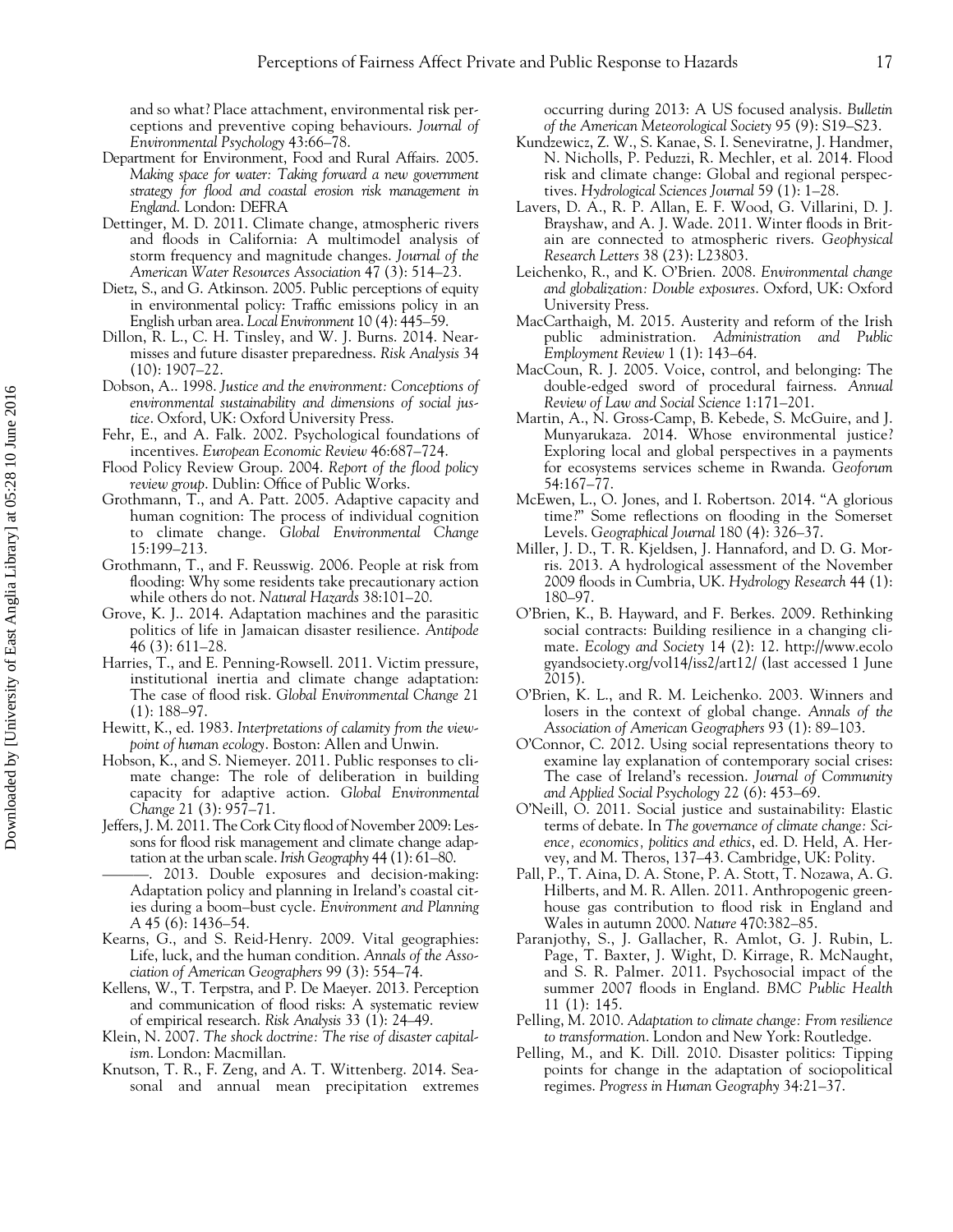and so what? Place attachment, environmental risk perceptions and preventive coping behaviours. *Journal of Environmental Psychology* 43:66–78.

Department for Environment, Food and Rural Affairs. 2005. *Making space for water: Taking forward a new government strategy for flood and coastal erosion risk management in England*. London: DEFRA

Dettinger, M. D. 2011. Climate change, atmospheric rivers and floods in California: A multimodel analysis of storm frequency and magnitude changes. *Journal of the American Water Resources Association* 47 (3): 514–23.

Dietz, S., and G. Atkinson. 2005. Public perceptions of equity in environmental policy: Traffic emissions policy in an English urban area. *Local Environment* 10 (4): 445–59.

Dillon, R. L., C. H. Tinsley, and W. J. Burns. 2014. Near-misses and future disaster preparedness. *Risk Analysis* 34 (10): 1907–22.

Dobson, A.. 1998. *Justice and the environment: Conceptions of environmental sustainability and dimensions of social justice*. Oxford, UK: Oxford University Press.

Fehr, E., and A. Falk. 2002. Psychological foundations of incentives. *European Economic Review* 46:687–724.

Flood Policy Review Group. 2004. *Report of the flood policy review group*. Dublin: Office of Public Works.

Grothmann, T., and A. Patt. 2005. Adaptive capacity and human cognition: The process of individual cognition to climate change. *Global Environmental Change* 15:199–213.

Grothmann, T., and F. Reusswig. 2006. People at risk from flooding: Why some residents take precautionary action while others do not. *Natural Hazards* 38:101–20.

Grove, K. J.. 2014. Adaptation machines and the parasitic politics of life in Jamaican disaster resilience. *Antipode* 46 (3): 611–28.

Harries, T., and E. Penning-Rowsell. 2011. Victim pressure, institutional inertia and climate change adaptation: The case of flood risk. *Global Environmental Change* 21 (1): 188–97.

Hewitt, K., ed. 1983. *Interpretations of calamity from the viewpoint of human ecology*. Boston: Allen and Unwin.

Hobson, K., and S. Niemeyer. 2011. Public responses to climate change: The role of deliberation in building capacity for adaptive action. *Global Environmental Change* 21 (3): 957–71.

Jeffers, J. M. 2011. The Cork City flood of November 2009: Lessons for flood risk management and climate change adaptation at the urban scale. *Irish Geography* 44 (1): 61–80.

———. 2013. Double exposures and decision-making: Adaptation policy and planning in Ireland's coastal cities during a boom–bust cycle. *Environment and Planning A* 45 (6): 1436–54.

Kearns, G., and S. Reid-Henry. 2009. Vital geographies: Life, luck, and the human condition. *Annals of the Association of American Geographers* 99 (3): 554–74.

Kellens, W., T. Terpstra, and P. De Maeyer. 2013. Perception and communication of flood risks: A systematic review of empirical research. *Risk Analysis* 33 (1): 24–49.

Klein, N. 2007. *The shock doctrine: The rise of disaster capitalism*. London: Macmillan.

Knutson, T. R., F. Zeng, and A. T. Wittenberg. 2014. Seasonal and annual mean precipitation extremes occurring during 2013: A US focused analysis. *Bulletin of the American Meteorological Society* 95 (9): S19–S23.

Kundzewicz, Z. W., S. Kanae, S. I. Seneviratne, J. Handmer, N. Nicholls, P. Peduzzi, R. Mechler, et al. 2014. Flood risk and climate change: Global and regional perspectives. *Hydrological Sciences Journal* 59 (1): 1–28.

Lavers, D. A., R. P. Allan, E. F. Wood, G. Villarini, D. J. Brayshaw, and A. J. Wade. 2011. Winter floods in Britain are connected to atmospheric rivers. *Geophysical Research Letters* 38 (23): L23803.

Leichenko, R., and K. O'Brien. 2008. *Environmental change and globalization: Double exposures*. Oxford, UK: Oxford University Press.

MacCarthaigh, M. 2015. Austerity and reform of the Irish public administration. *Administration and Public Employment Review* 1 (1): 143–64.

MacCoun, R. J. 2005. Voice, control, and belonging: The double-edged sword of procedural fairness. *Annual Review of Law and Social Science* 1:171–201.

Martin, A., N. Gross-Camp, B. Kebede, S. McGuire, and J. Munyarukaza. 2014. Whose environmental justice? Exploring local and global perspectives in a payments for ecosystems services scheme in Rwanda. *Geoforum* 54:167–77.

McEwen, L., O. Jones, and I. Robertson. 2014. "A glorious time?" Some reflections on flooding in the Somerset Levels. *Geographical Journal* 180 (4): 326–37.

Miller, J. D., T. R. Kjeldsen, J. Hannaford, and D. G. Morris. 2013. A hydrological assessment of the November 2009 floods in Cumbria, UK. *Hydrology Research* 44 (1): 180–97.

O'Brien, K., B. Hayward, and F. Berkes. 2009. Rethinking social contracts: Building resilience in a changing climate. *Ecology and Society* 14 (2): 12. http://www.ecologyandsociety.org/vol14/iss2/art12/ (last accessed 1 June 2015).

O'Brien, K. L., and R. M. Leichenko. 2003. Winners and losers in the context of global change. *Annals of the Association of American Geographers* 93 (1): 89–103.

O'Connor, C. 2012. Using social representations theory to examine lay explanation of contemporary social crises: The case of Ireland's recession. *Journal of Community and Applied Social Psychology* 22 (6): 453–69.

O'Neill, O. 2011. Social justice and sustainability: Elastic terms of debate. In *The governance of climate change: Science, economics, politics and ethics*, ed. D. Held, A. Hervey, and M. Theros, 137–43. Cambridge, UK: Polity.

Pall, P., T. Aina, D. A. Stone, P. A. Stott, T. Nozawa, A. G. Hilberts, and M. R. Allen. 2011. Anthropogenic greenhouse gas contribution to flood risk in England and Wales in autumn 2000. *Nature* 470:382–85.

Paranjothy, S., J. Gallacher, R. Amlot, G. J. Rubin, L. Page, T. Baxter, J. Wight, D. Kirrage, R. McNaught, and S. R. Palmer. 2011. Psychosocial impact of the summer 2007 floods in England. *BMC Public Health* 11 (1): 145.

Pelling, M. 2010. *Adaptation to climate change: From resilience to transformation*. London and New York: Routledge.

Pelling, M., and K. Dill. 2010. Disaster politics: Tipping points for change in the adaptation of sociopolitical regimes. *Progress in Human Geography* 34:21–37.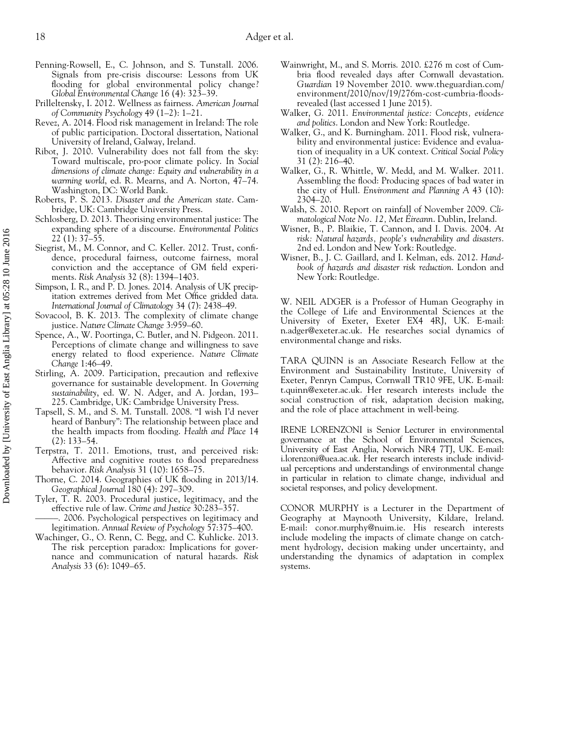Penning-Rowsell, E., C. Johnson, and S. Tunstall. 2006. Signals from pre-crisis discourse: Lessons from UK flooding for global environmental policy change? *Global Environmental Change* 16 (4): 323–39.

Prilleltensky, I. 2012. Wellness as fairness. *American Journal of Community Psychology* 49 (1–2): 1–21.

Revez, A. 2014. Flood risk management in Ireland: The role of public participation. Doctoral dissertation, National University of Ireland, Galway, Ireland.

Ribot, J. 2010. Vulnerability does not fall from the sky: Toward multiscale, pro-poor climate policy. In *Social dimensions of climate change: Equity and vulnerability in a warming world*, ed. R. Mearns, and A. Norton, 47–74. Washington, DC: World Bank.

Roberts, P. S. 2013. *Disaster and the American state*. Cambridge, UK: Cambridge University Press.

Schlosberg, D. 2013. Theorising environmental justice: The expanding sphere of a discourse. *Environmental Politics* 22 (1): 37–55.

Siegrist, M., M. Connor, and C. Keller. 2012. Trust, confidence, procedural fairness, outcome fairness, moral conviction and the acceptance of GM field experiments. *Risk Analysis* 32 (8): 1394–1403.

Simpson, I. R., and P. D. Jones. 2014. Analysis of UK precipitation extremes derived from Met Office gridded data. *International Journal of Climatology* 34 (7): 2438–49.

Sovacool, B. K. 2013. The complexity of climate change justice. *Nature Climate Change* 3:959–60.

Spence, A., W. Poortinga, C. Butler, and N. Pidgeon. 2011. Perceptions of climate change and willingness to save energy related to flood experience. *Nature Climate Change* 1:46–49.

Stirling, A. 2009. Participation, precaution and reflexive governance for sustainable development. In *Governing sustainability*, ed. W. N. Adger, and A. Jordan, 193–225. Cambridge, UK: Cambridge University Press.

Tapsell, S. M., and S. M. Tunstall. 2008. "I wish I'd never heard of Banbury": The relationship between place and the health impacts from flooding. *Health and Place* 14 (2): 133–54.

Terpstra, T. 2011. Emotions, trust, and perceived risk: Affective and cognitive routes to flood preparedness behavior. *Risk Analysis* 31 (10): 1658–75.

Thorne, C. 2014. Geographies of UK flooding in 2013/14. *Geographical Journal* 180 (4): 297–309.

Tyler, T. R. 2003. Procedural justice, legitimacy, and the effective rule of law. *Crime and Justice* 30:283–357.

———. 2006. Psychological perspectives on legitimacy and legitimation. *Annual Review of Psychology* 57:375–400.

Wachinger, G., O. Renn, C. Begg, and C. Kuhlicke. 2013. The risk perception paradox: Implications for governance and communication of natural hazards. *Risk Analysis* 33 (6): 1049–65.

Wainwright, M., and S. Morris. 2010. £276 m cost of Cumbria flood revealed days after Cornwall devastation. *Guardian* 19 November 2010. www.theguardian.com/environment/2010/nov/19/276m-cost-cumbria-floods-revealed (last accessed 1 June 2015).

Walker, G. 2011. *Environmental justice: Concepts, evidence and politics*. London and New York: Routledge.

Walker, G., and K. Burningham. 2011. Flood risk, vulnerability and environmental justice: Evidence and evaluation of inequality in a UK context. *Critical Social Policy* 31 (2): 216–40.

Walker, G., R. Whittle, W. Medd, and M. Walker. 2011. Assembling the flood: Producing spaces of bad water in the city of Hull. *Environment and Planning A* 43 (10): 2304–20.

Walsh, S. 2010. Report on rainfall of November 2009. *Climatological Note No. 12, Met Éireann*. Dublin, Ireland.

Wisner, B., P. Blaikie, T. Cannon, and I. Davis. 2004. *At risk: Natural hazards, people's vulnerability and disasters*. 2nd ed. London and New York: Routledge.

Wisner, B., J. C. Gaillard, and I. Kelman, eds. 2012. *Handbook of hazards and disaster risk reduction*. London and New York: Routledge.

W. NEIL ADGER is a Professor of Human Geography in the College of Life and Environmental Sciences at the University of Exeter, Exeter EX4 4RJ, UK. E-mail: n.adger@exeter.ac.uk. He researches social dynamics of environmental change and risks.

TARA QUINN is an Associate Research Fellow at the Environment and Sustainability Institute, University of Exeter, Penryn Campus, Cornwall TR10 9FE, UK. E-mail: t.quinn@exeter.ac.uk. Her research interests include the social construction of risk, adaptation decision making, and the role of place attachment in well-being.

IRENE LORENZONI is Senior Lecturer in environmental governance at the School of Environmental Sciences, University of East Anglia, Norwich NR4 7TJ, UK. E-mail: i.lorenzoni@uea.ac.uk. Her research interests include individual perceptions and understandings of environmental change in particular in relation to climate change, individual and societal responses, and policy development.

CONOR MURPHY is a Lecturer in the Department of Geography at Maynooth University, Kildare, Ireland. E-mail: conor.murphy@nuim.ie. His research interests include modeling the impacts of climate change on catchment hydrology, decision making under uncertainty, and understanding the dynamics of adaptation in complex systems.